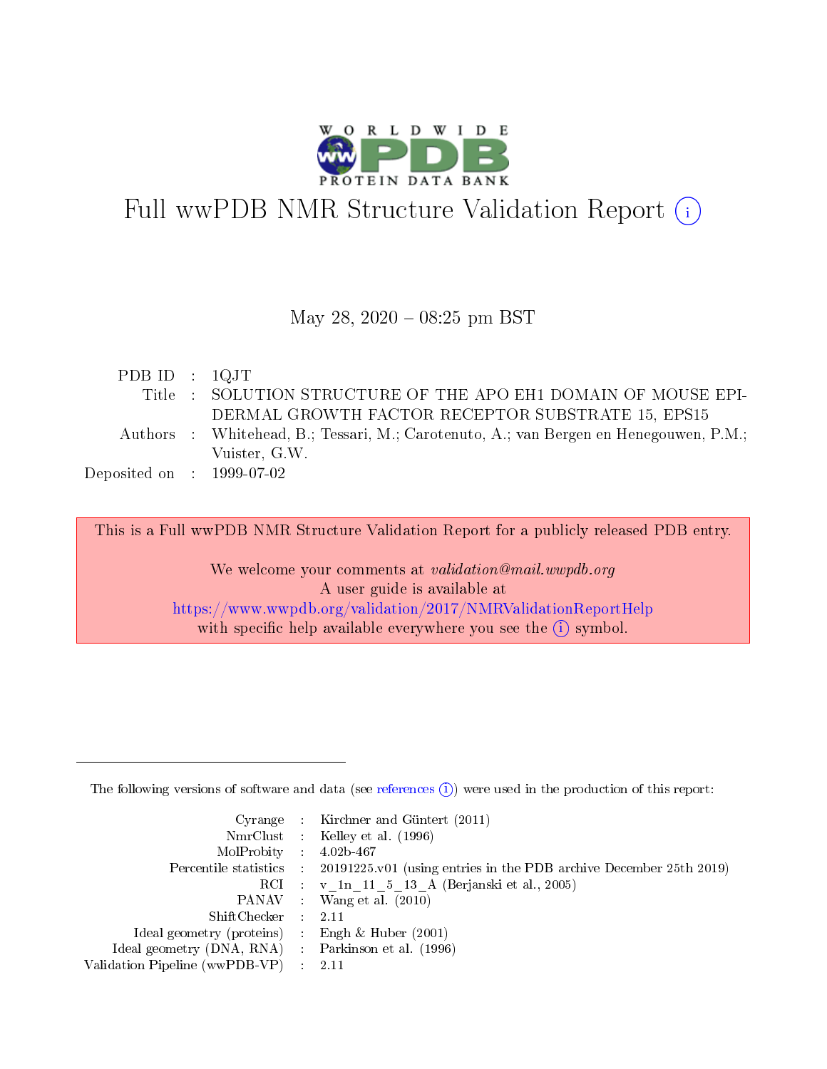# Full wwPDB NMR Structure Validation Report (i)

May 28, 2020 – 08:25 pm BST

| | | |
|---|---|---|
| PDB ID | : | 1QJT |
| Title | : | SOLUTION STRUCTURE OF THE APO EH1 DOMAIN OF MOUSE EPIDERMAL GROWTH FACTOR RECEPTOR SUBSTRATE 15, EPS15 |
| Authors | : | Whitehead, B.; Tessari, M.; Carotenuto, A.; van Bergen en Henegouwen, P.M.; Vuister, G.W. |
| Deposited on | : | 1999-07-02 |

This is a Full wwPDB NMR Structure Validation Report for a publicly released PDB entry.

We welcome your comments at *validation@mail.wwpdb.org*
A user guide is available at
https://www.wwpdb.org/validation/2017/NMRValidationReportHelp
with specific help available everywhere you see the (i) symbol.

---

The following versions of software and data (see references (i)) were used in the production of this report:

| | | |
|---|---|---|
| Cyrange | : | Kirchner and Güntert (2011) |
| NmrClust | : | Kelley et al. (1996) |
| MolProbity | : | 4.02b-467 |
| Percentile statistics | : | 20191225.v01 (using entries in the PDB archive December 25th 2019) |
| RCI | : | v_1n_11_5_13_A (Berjanski et al., 2005) |
| PANAV | : | Wang et al. (2010) |
| ShiftChecker | : | 2.11 |
| Ideal geometry (proteins) | : | Engh & Huber (2001) |
| Ideal geometry (DNA, RNA) | : | Parkinson et al. (1996) |
| Validation Pipeline (wwPDB-VP) | : | 2.11 |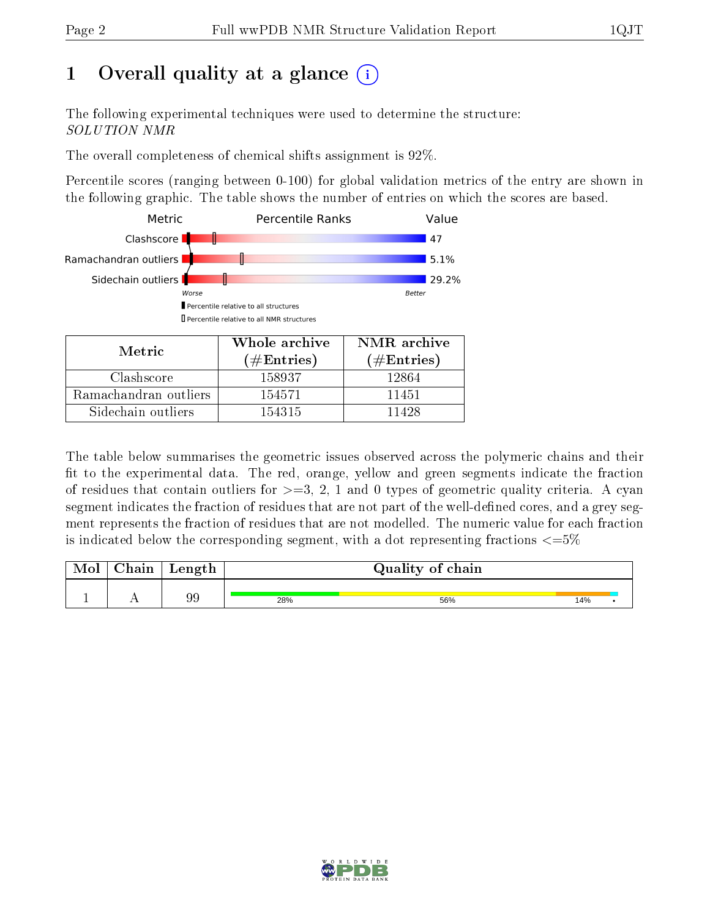# 1 Overall quality at a glance (i)

The following experimental techniques were used to determine the structure:
*SOLUTION NMR*

The overall completeness of chemical shifts assignment is 92%.

Percentile scores (ranging between 0-100) for global validation metrics of the entry are shown in the following graphic. The table shows the number of entries on which the scores are based.

| Metric | Value |
|---|---|
| Clashscore | 47 |
| Ramachandran outliers | 5.1% |
| Sidechain outliers | 29.2% |

Worse — Better

▮ Percentile relative to all structures
▯ Percentile relative to all NMR structures

| Metric | Whole archive (#Entries) | NMR archive (#Entries) |
|---|---|---|
| Clashscore | 158937 | 12864 |
| Ramachandran outliers | 154571 | 11451 |
| Sidechain outliers | 154315 | 11428 |

The table below summarises the geometric issues observed across the polymeric chains and their fit to the experimental data. The red, orange, yellow and green segments indicate the fraction of residues that contain outliers for >=3, 2, 1 and 0 types of geometric quality criteria. A cyan segment indicates the fraction of residues that are not part of the well-defined cores, and a grey segment represents the fraction of residues that are not modelled. The numeric value for each fraction is indicated below the corresponding segment, with a dot representing fractions <=5%

| Mol | Chain | Length | Quality of chain |
|---|---|---|---|
| 1 | A | 99 | 28% 56% 14% • |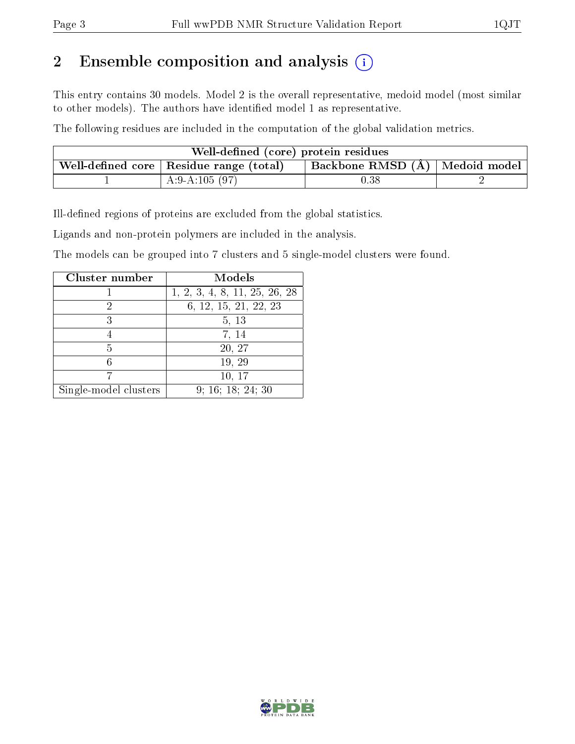## 2 Ensemble composition and analysis

This entry contains 30 models. Model 2 is the overall representative, medoid model (most similar to other models). The authors have identified model 1 as representative.

The following residues are included in the computation of the global validation metrics.

| Well-defined (core) protein residues | | | |
|---|---|---|---|
| Well-defined core | Residue range (total) | Backbone RMSD (Å) | Medoid model |
| 1 | A:9-A:105 (97) | 0.38 | 2 |

Ill-defined regions of proteins are excluded from the global statistics.

Ligands and non-protein polymers are included in the analysis.

The models can be grouped into 7 clusters and 5 single-model clusters were found.

| Cluster number | Models |
|---|---|
| 1 | 1, 2, 3, 4, 8, 11, 25, 26, 28 |
| 2 | 6, 12, 15, 21, 22, 23 |
| 3 | 5, 13 |
| 4 | 7, 14 |
| 5 | 20, 27 |
| 6 | 19, 29 |
| 7 | 10, 17 |
| Single-model clusters | 9; 16; 18; 24; 30 |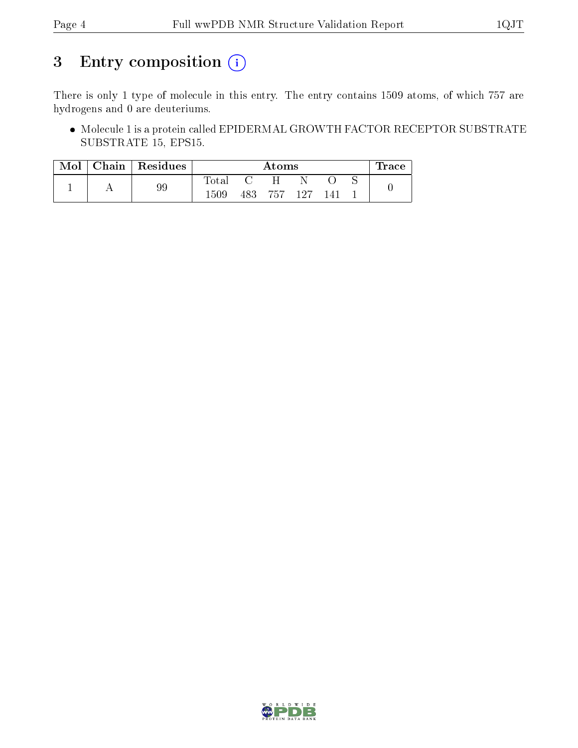# 3 Entry composition

There is only 1 type of molecule in this entry. The entry contains 1509 atoms, of which 757 are hydrogens and 0 are deuteriums.

- Molecule 1 is a protein called EPIDERMAL GROWTH FACTOR RECEPTOR SUBSTRATE SUBSTRATE 15, EPS15.

| Mol | Chain | Residues | Atoms | | | | | | Trace |
|---|---|---|---|---|---|---|---|---|---|
| | | | Total | C | H | N | O | S | |
| 1 | A | 99 | 1509 | 483 | 757 | 127 | 141 | 1 | 0 |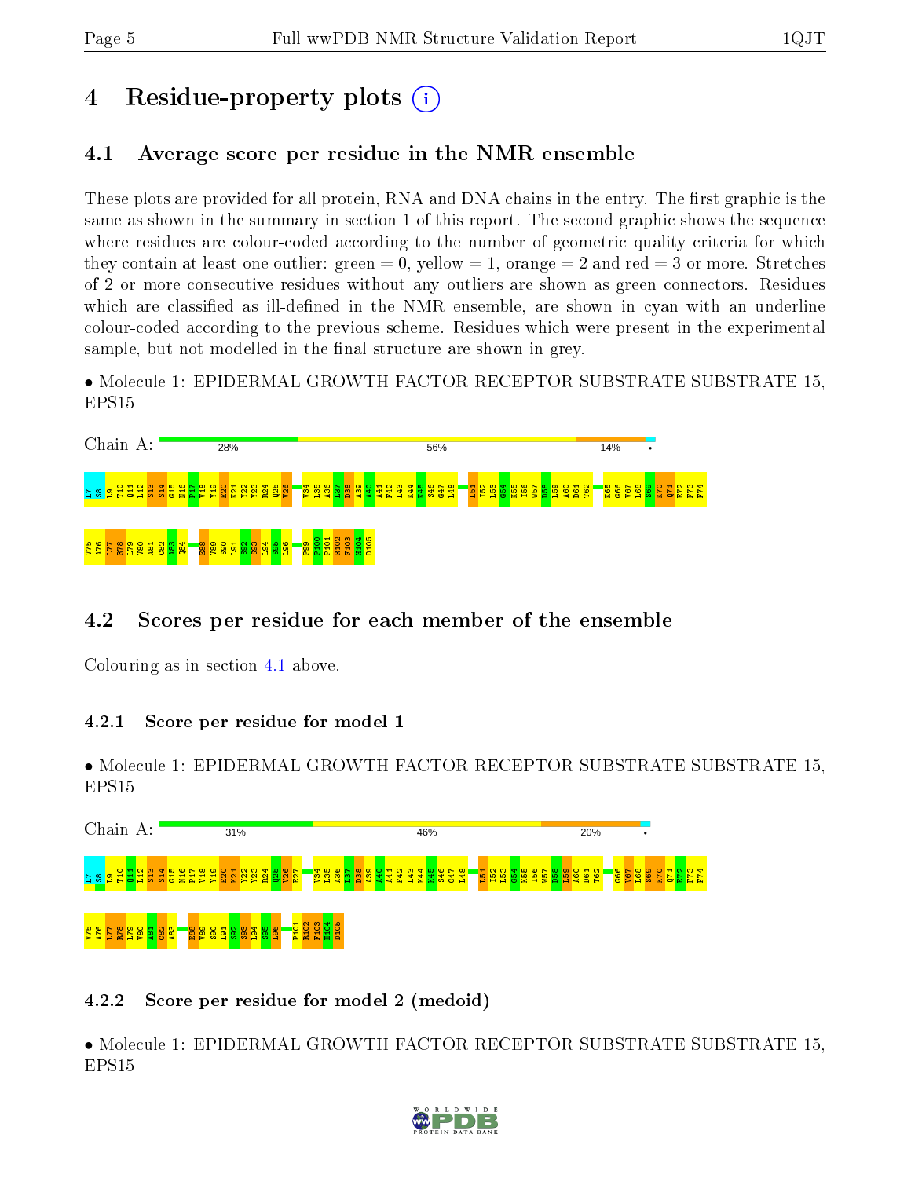# 4 Residue-property plots

## 4.1 Average score per residue in the NMR ensemble

These plots are provided for all protein, RNA and DNA chains in the entry. The first graphic is the same as shown in the summary in section 1 of this report. The second graphic shows the sequence where residues are colour-coded according to the number of geometric quality criteria for which they contain at least one outlier: green = 0, yellow = 1, orange = 2 and red = 3 or more. Stretches of 2 or more consecutive residues without any outliers are shown as green connectors. Residues which are classified as ill-defined in the NMR ensemble, are shown in cyan with an underline colour-coded according to the previous scheme. Residues which were present in the experimental sample, but not modelled in the final structure are shown in grey.

• Molecule 1: EPIDERMAL GROWTH FACTOR RECEPTOR SUBSTRATE SUBSTRATE 15, EPS15

Chain A: 28% 56% 14% •

L7 S8 L9 T10 Q11 L12 S13 S14 G15 N16 P17 V18 Y19 E20 K21 V22 Y23 R24 Q25 V26 V34 L35 A36 L37 D38 A39 A40 A41 F42 L43 K44 K45 S46 G47 L48 L51 I52 L53 G54 K55 I56 W57 D58 L59 A60 D61 T62 K65 G66 V67 L68 S69 K70 Q71 E72 F73 F74 V75 A76 L77 R78 L79 V80 A81 C82 A83 Q84 E88 V89 S90 L91 S92 S93 L94 S95 L96 P99 P100 P101 R102 F103 H104 D105

## 4.2 Scores per residue for each member of the ensemble

Colouring as in section 4.1 above.

### 4.2.1 Score per residue for model 1

• Molecule 1: EPIDERMAL GROWTH FACTOR RECEPTOR SUBSTRATE SUBSTRATE 15, EPS15

Chain A: 31% 46% 20% •

L7 S8 L9 T10 Q11 L12 S13 S14 G15 N16 P17 V18 Y19 E20 K21 V22 Y23 R24 Q25 V26 E27 V34 L35 A36 L37 D38 A39 A40 A41 F42 L43 K44 K45 S46 G47 L48 L51 I52 L53 G54 K55 I56 W57 D58 L59 A60 D61 T62 G66 V67 L68 S69 K70 Q71 E72 F73 F74 V75 A76 L77 R78 L79 V80 A81 C82 A83 E88 V89 S90 L91 S92 S93 L94 S95 L96 P101 R102 F103 H104 D105

### 4.2.2 Score per residue for model 2 (medoid)

• Molecule 1: EPIDERMAL GROWTH FACTOR RECEPTOR SUBSTRATE SUBSTRATE 15, EPS15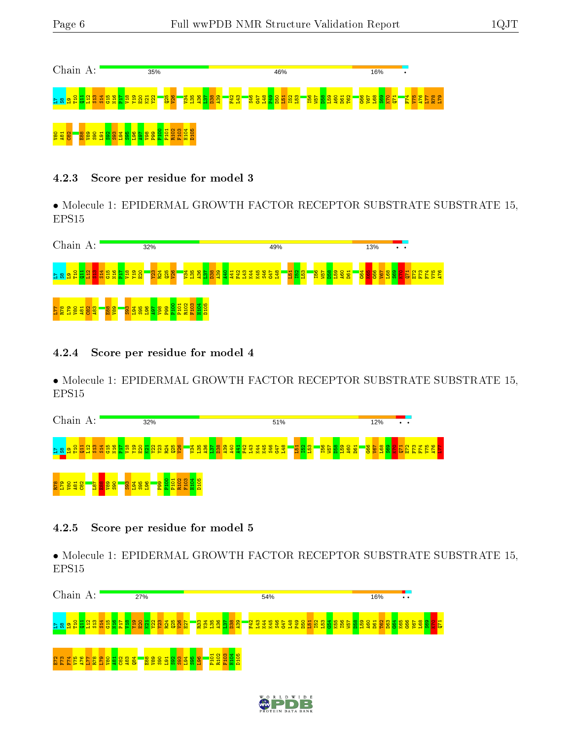Chain A: 35% 46% 16% •

L7 S8 L9 T10 Q11 L12 S13 S14 G15 N16 P17 V18 Y19 E20 K21 Y22 Q25 V26 V34 L35 A36 L37 D38 A39 F42 L43 S46 G47 L48 P49 D50 L51 I52 L53 I56 W57 D58 L59 A60 D61 T62 G66 V67 L68 S69 K70 Q71 F74 V75 A76 L77 R78 L79 V80 A81 C82 E88 V89 S90 L91 S92 S93 L94 S95 L96 A97 V98 P99 P100 P101 R102 F103 H104 D105

### 4.2.3 Score per residue for model 3

• Molecule 1: EPIDERMAL GROWTH FACTOR RECEPTOR SUBSTRATE SUBSTRATE 15, EPS15

Chain A: 32% 49% 13% • •

L7 S8 L9 T10 Q11 L12 S13 S14 G15 N16 P17 V18 Y19 E20 Y23 R24 Q25 V26 V34 L35 A36 L37 D38 A39 A40 A41 F42 L43 K44 K45 S46 G47 L48 L51 I52 L53 I56 W57 D58 L59 A60 D61 G64 K65 G66 V67 L68 S69 K70 Q71 E72 F73 F74 V75 A76 L77 R78 L79 V80 A81 C82 A83 E88 V89 S93 L94 S95 L96 A97 V98 P99 P100 P101 R102 F103 H104 D105

### 4.2.4 Score per residue for model 4

• Molecule 1: EPIDERMAL GROWTH FACTOR RECEPTOR SUBSTRATE SUBSTRATE 15, EPS15

Chain A: 32% 51% 12% • •

L7 S8 L9 T10 Q11 L12 S13 S14 G15 N16 P17 V18 Y19 E20 K21 Y22 Y23 R24 Q25 V26 V34 L35 A36 L37 D38 A39 A40 A41 F42 L43 K44 K45 S46 G47 L48 L51 I52 L53 I56 W57 D58 L59 A60 D61 G66 V67 L68 S69 K70 Q71 E72 F73 F74 V75 A76 L77 R78 L79 V80 A81 C82 L87 E88 V89 S90 S93 L94 S95 L96 P99 P100 P101 R102 F103 H104 D105

### 4.2.5 Score per residue for model 5

• Molecule 1: EPIDERMAL GROWTH FACTOR RECEPTOR SUBSTRATE SUBSTRATE 15, EPS15

Chain A: 27% 54% 16% • •

L7 S8 L9 T10 Q11 L12 S13 S14 G15 N16 P17 V18 Y19 E20 K21 Y22 Y23 R24 Q25 V26 E27 R33 V34 L35 A36 L37 D38 A39 F42 L43 K44 K45 S46 G47 L48 P49 D50 L51 I52 L53 G54 K55 I56 W57 D58 L59 A60 D61 T62 D63 G64 K65 G66 V67 L68 S69 K70 Q71 E72 F73 F74 V75 A76 L77 R78 L79 V80 A81 C82 A83 Q84 E88 V89 S90 L91 S92 S93 L94 S95 L96 P101 R102 F103 H104 D105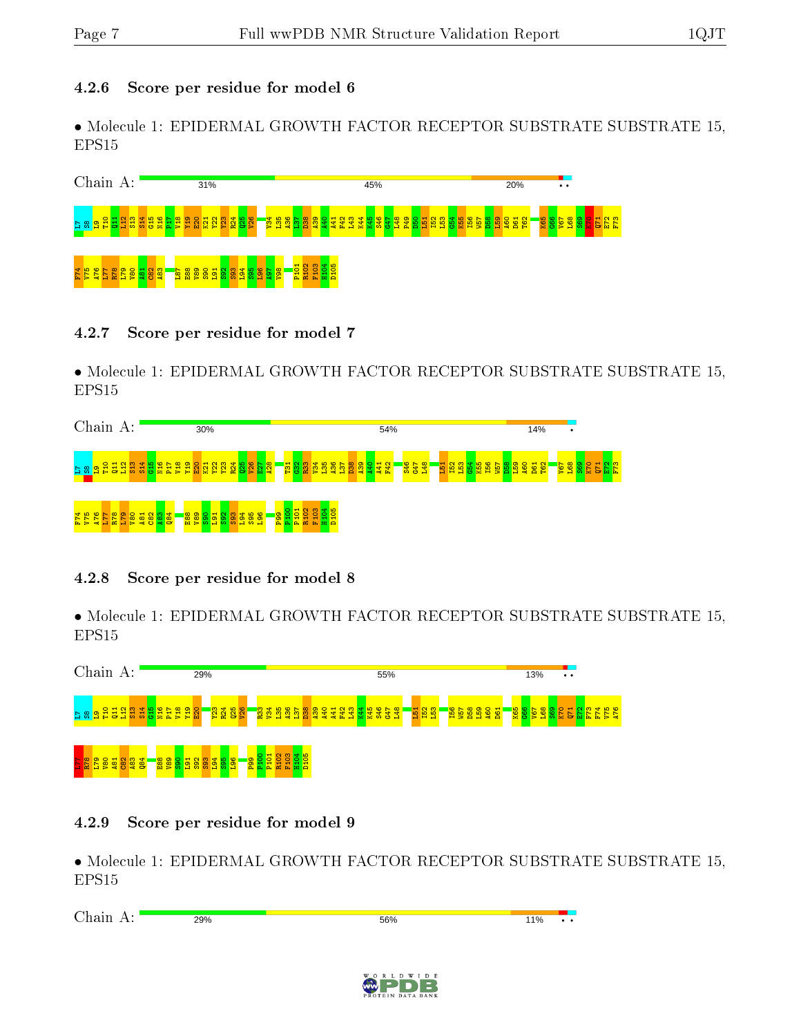### 4.2.6 Score per residue for model 6

• Molecule 1: EPIDERMAL GROWTH FACTOR RECEPTOR SUBSTRATE SUBSTRATE 15, EPS15

Chain A: 31% 45% 20% • •

L7 S8 L9 T10 Q11 L12 S13 S14 G15 N16 P17 V18 Y19 E20 K21 Y22 Y23 R24 Q25 V26 V34 L35 A36 L37 D38 A39 A40 A41 F42 L43 K44 K45 S46 G47 L48 P49 D50 L51 I52 L53 G54 K55 I56 W57 D58 L59 A60 D61 T62 K65 G66 V67 L68 S69 K70 Q71 E72 F73 F74 V75 A76 L77 R78 L79 V80 A81 C82 A83 L87 E88 V89 S90 L91 S92 S93 L94 S95 L96 A97 V98 P101 R102 F103 H104 D105

### 4.2.7 Score per residue for model 7

• Molecule 1: EPIDERMAL GROWTH FACTOR RECEPTOR SUBSTRATE SUBSTRATE 15, EPS15

Chain A: 30% 54% 14% •

L7 S8 L9 T10 Q11 L12 S13 S14 G15 N16 P17 V18 Y19 E20 K21 Y22 Y23 R24 Q25 V26 F27 I28 T31 G32 R33 V34 L35 A36 L37 D38 A39 A40 A41 F42 S46 G47 L48 L51 I52 L53 G54 K55 I56 W57 D58 L59 A60 D61 T62 V67 L68 S69 K70 Q71 E72 F73 F74 V75 A76 L77 R78 L79 V80 A81 C82 A83 Q84 E88 V89 S90 L91 S92 S93 L94 S95 L96 P99 P100 P101 R102 F103 H104 D105

### 4.2.8 Score per residue for model 8

• Molecule 1: EPIDERMAL GROWTH FACTOR RECEPTOR SUBSTRATE SUBSTRATE 15, EPS15

Chain A: 29% 55% 13% • •

L7 S8 L9 T10 Q11 L12 S13 S14 G15 N16 P17 V18 Y19 E20 Y23 R24 Q25 V26 R33 V34 L35 A36 L37 D38 A39 A40 A41 F42 L43 K44 K45 S46 G47 L48 L51 I52 L53 I56 W57 D58 L59 A60 D61 K65 G66 V67 L68 S69 K70 Q71 E72 F73 F74 V75 A76 L77 R78 L79 V80 A81 C82 A83 Q84 E88 V89 S90 L91 S92 S93 L94 S95 L96 P99 P100 P101 R102 F103 H104 D105

### 4.2.9 Score per residue for model 9

• Molecule 1: EPIDERMAL GROWTH FACTOR RECEPTOR SUBSTRATE SUBSTRATE 15, EPS15

Chain A: 29% 56% 11% • •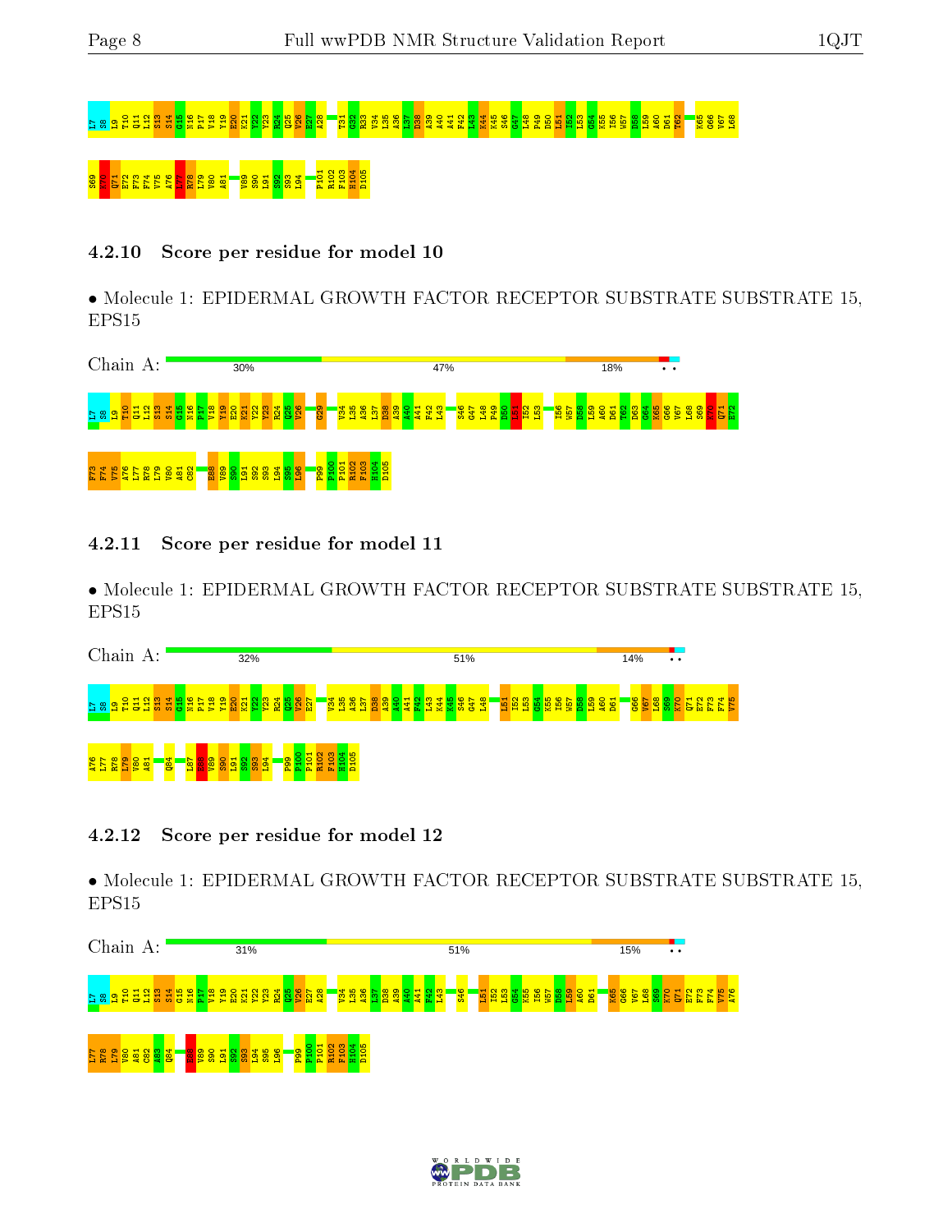L7 S8 L9 T10 Q11 L12 S13 S14 G15 N16 P17 V18 Y19 E20 K21 V22 Y23 R24 Q25 V26 E27 A28 T31 G32 R33 V34 L35 A36 L37 D38 A39 A40 A41 F42 L43 K44 K45 S46 G47 L48 P49 D50 L51 I52 L53 G54 K55 I56 W57 D58 L59 A60 D61 T62 K65 G66 V67 L68

S69 K70 Q71 E72 F73 F74 V75 A76 L77 R78 L79 V80 A81 V89 S90 L91 S92 S93 L94 P101 R102 F103 H104 D105

### 4.2.10 Score per residue for model 10

• Molecule 1: EPIDERMAL GROWTH FACTOR RECEPTOR SUBSTRATE SUBSTRATE 15, EPS15

Chain A: 30% 47% 18% • •

L7 S8 L9 T10 Q11 L12 S13 S14 G15 N16 P17 V18 Y19 E20 K21 V22 Y23 R24 Q25 V26 E27 G29 V34 L35 A36 L37 D38 A39 A40 A41 F42 L43 S46 G47 L48 P49 D50 L51 I52 L53 I56 W57 D58 L59 A60 D61 T62 D63 G64 K65 G66 V67 L68 S69 K70 Q71 E72

F73 F74 V75 A76 L77 R78 L79 V80 A81 C82 E88 V89 S90 L91 S92 S93 L94 S95 L96 P99 P100 P101 R102 F103 H104 D105

### 4.2.11 Score per residue for model 11

• Molecule 1: EPIDERMAL GROWTH FACTOR RECEPTOR SUBSTRATE SUBSTRATE 15, EPS15

Chain A: 32% 51% 14% • •

L7 S8 L9 T10 Q11 L12 S13 S14 G15 N16 P17 V18 Y19 E20 K21 V22 Y23 R24 Q25 V26 E27 V34 L35 A36 L37 D38 A39 A40 A41 F42 L43 K44 K45 S46 G47 L48 L51 I52 L53 G54 K55 I56 W57 D58 L59 A60 D61 G66 V67 L68 S69 K70 Q71 E72 F73 F74 V75

A76 L77 R78 L79 V80 A81 Q84 L87 E88 V89 S90 L91 S92 S93 L94 P99 P100 P101 R102 F103 H104 D105

### 4.2.12 Score per residue for model 12

• Molecule 1: EPIDERMAL GROWTH FACTOR RECEPTOR SUBSTRATE SUBSTRATE 15, EPS15

Chain A: 31% 51% 15% • •

L7 S8 L9 T10 Q11 L12 S13 S14 G15 N16 P17 V18 Y19 E20 K21 V22 Y23 R24 Q25 V26 E27 A28 V34 L35 A36 L37 D38 A39 A40 A41 F42 L43 S46 L51 I52 L53 G54 K55 I56 W57 D58 L59 A60 D61 K65 G66 V67 L68 S69 K70 Q71 E72 F73 F74 V75 A76

L77 R78 L79 V80 A81 C82 A83 Q84 E88 V89 S90 L91 S92 S93 L94 S95 L96 P99 P100 P101 R102 F103 H104 D105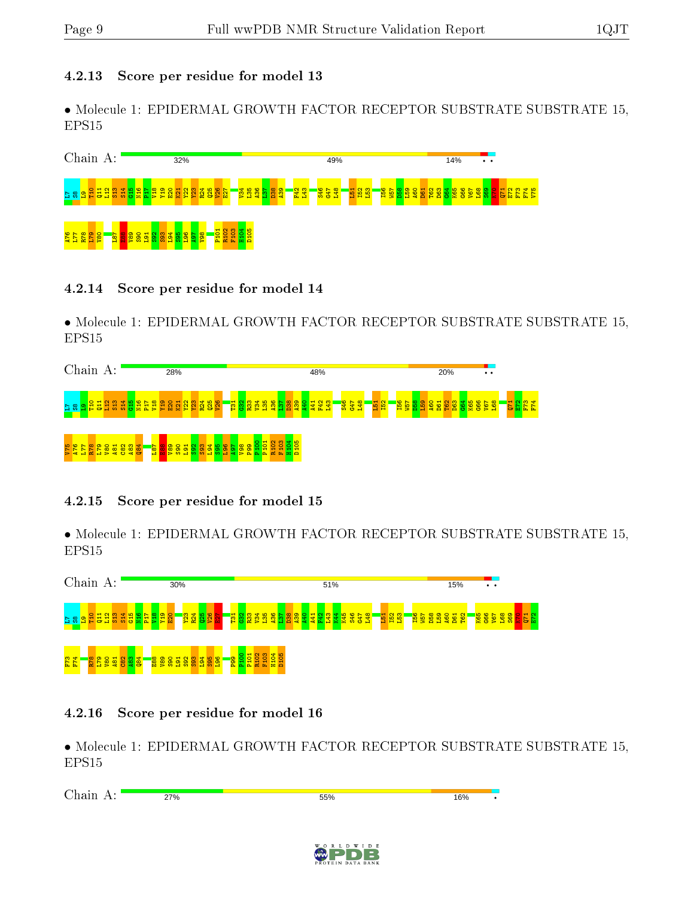### 4.2.13 Score per residue for model 13

• Molecule 1: EPIDERMAL GROWTH FACTOR RECEPTOR SUBSTRATE SUBSTRATE 15, EPS15

Chain A: 32% 49% 14% • •

L7 S8 L9 T10 Q11 L12 S13 S14 G15 N16 P17 V18 Y19 E20 K21 Y22 Y23 R24 Q25 V26 E27 V34 L35 A36 L37 D38 A39 F42 L43 S46 G47 L48 L51 I52 L53 I56 W57 D58 L59 A60 D61 T62 D63 G64 K65 G66 V67 L68 S69 K70 Q71 E72 F73 F74 V75 A76 L77 R78 L79 V80 L87 E88 V89 S90 L91 S92 S93 L94 S95 L96 A97 V98 P101 R102 F103 H104 D105

### 4.2.14 Score per residue for model 14

• Molecule 1: EPIDERMAL GROWTH FACTOR RECEPTOR SUBSTRATE SUBSTRATE 15, EPS15

Chain A: 28% 48% 20% • •

L7 S8 L9 T10 Q11 L12 S13 S14 G15 N16 P17 V18 Y19 E20 K21 Y22 Y23 R24 Q25 V26 T31 G32 R33 V34 L35 A36 L37 D38 A39 A40 A41 F42 L43 S46 G47 L48 L51 I52 I56 W57 D58 L59 A60 D61 T62 D63 G64 K65 G66 V67 L68 Q71 E72 F73 F74 V75 A76 L77 R78 L79 V80 A81 C82 A83 Q84 L87 E88 V89 S90 L91 S92 S93 L94 S95 L96 A97 V98 P99 P100 P101 R102 F103 H104 D105

### 4.2.15 Score per residue for model 15

• Molecule 1: EPIDERMAL GROWTH FACTOR RECEPTOR SUBSTRATE SUBSTRATE 15, EPS15

Chain A: 30% 51% 15% • •

L7 S8 L9 T10 Q11 L12 S13 S14 G15 N16 P17 V18 Y19 E20 Y23 R24 Q25 V26 E27 T31 G32 R33 V34 L35 A36 L37 D38 A39 A40 A41 F42 L43 K44 K45 S46 G47 L48 L51 I52 L53 I56 W57 D58 L59 A60 D61 T62 K65 G66 V67 L68 S69 K70 Q71 E72 F73 F74 R78 L79 V80 A81 C82 A83 Q84 E88 V89 S90 L91 S92 S93 L94 S95 L96 P99 P100 P101 R102 F103 H104 D105

### 4.2.16 Score per residue for model 16

• Molecule 1: EPIDERMAL GROWTH FACTOR RECEPTOR SUBSTRATE SUBSTRATE 15, EPS15

Chain A: 27% 55% 16% •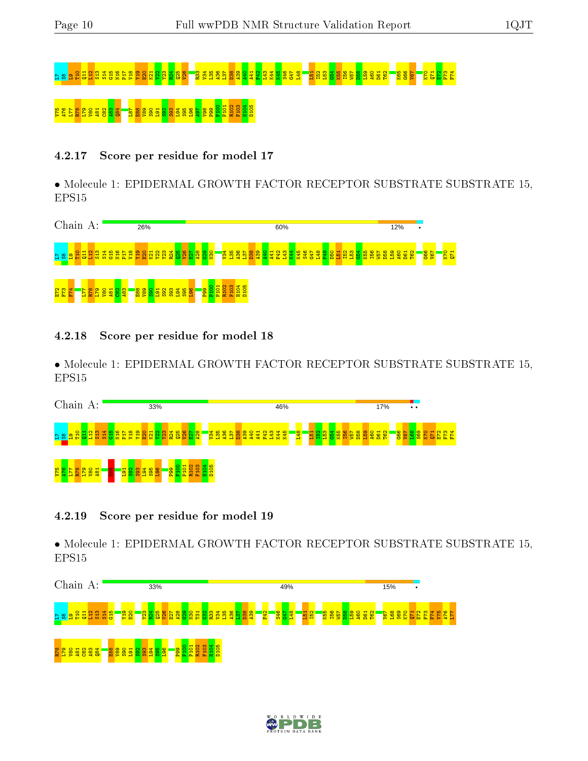L7 S8 L9 T10 Q11 L12 S13 S14 G15 N16 P17 V18 Y19 E20 K21 V22 Y23 R24 Q25 V26 R33 V34 L35 A36 L37 D38 A39 A40 A41 F42 L43 K44 K45 S46 G47 L48 L51 I52 L53 G54 K55 I56 W57 D58 L59 A60 D61 T62 K65 G66 V67 K70 Q71 E72 F73 F74

V75 A76 L77 R78 L79 V80 A81 C82 A83 Q84 L87 E88 V89 S90 L91 S92 S93 L94 S95 L96 A97 V98 P99 P100 P101 R102 F103 H104 D105

### 4.2.17 Score per residue for model 17

- Molecule 1: EPIDERMAL GROWTH FACTOR RECEPTOR SUBSTRATE SUBSTRATE 15, EPS15

Chain A: 26% | 60% | 12% | •

L7 S8 L9 T10 Q11 L12 S13 S14 G15 N16 P17 V18 Y19 E20 K21 V22 Y23 R24 Q25 V26 E27 A28 G29 N30 V34 L35 A36 L37 D38 A39 A40 A41 F42 L43 K44 K45 S46 G47 L48 P49 D50 L51 I52 L53 G54 K55 I56 W57 D58 L59 A60 D61 T62 G66 V67 K70 Q71

E72 F73 F74 L77 R78 L79 V80 A81 C82 A83 E88 V89 S90 L91 S92 S93 L94 S95 L96 P99 P100 P101 R102 F103 H104 D105

### 4.2.18 Score per residue for model 18

- Molecule 1: EPIDERMAL GROWTH FACTOR RECEPTOR SUBSTRATE SUBSTRATE 15, EPS15

Chain A: 33% | 46% | 17% | • •

L7 S8 L9 T10 Q11 L12 S13 S14 G15 N16 P17 V18 Y19 E20 K21 V22 Y23 R24 Q25 V26 E27 A28 V34 L35 A36 L37 D38 A39 A40 A41 F42 L43 K44 K45 L48 L51 I52 L53 G54 K55 I56 W57 D58 L59 A60 D61 T62 G66 V67 L68 S69 K70 Q71 E72 F73 F74

V75 A76 L77 R78 L79 V80 A81 E88 L91 S92 S93 L94 S95 L96 P99 P100 P101 R102 F103 H104 D105

### 4.2.19 Score per residue for model 19

- Molecule 1: EPIDERMAL GROWTH FACTOR RECEPTOR SUBSTRATE SUBSTRATE 15, EPS15

Chain A: 33% | 49% | 15% | •

L7 S8 L9 T10 Q11 L12 S13 S14 G15 Y19 E20 Y23 R24 Q25 V26 E27 A28 G29 N30 T31 G32 R33 V34 L35 A36 L37 D38 A39 F42 S46 G47 L48 L51 I52 K55 I56 W57 D58 L59 A60 D61 T62 V67 L68 S69 K70 Q71 E72 F73 F74 V75 A76 L77

R78 L79 V80 A81 C82 A83 Q84 E88 V89 S90 L91 S92 S93 L94 S95 L96 P99 P100 P101 R102 F103 H104 D105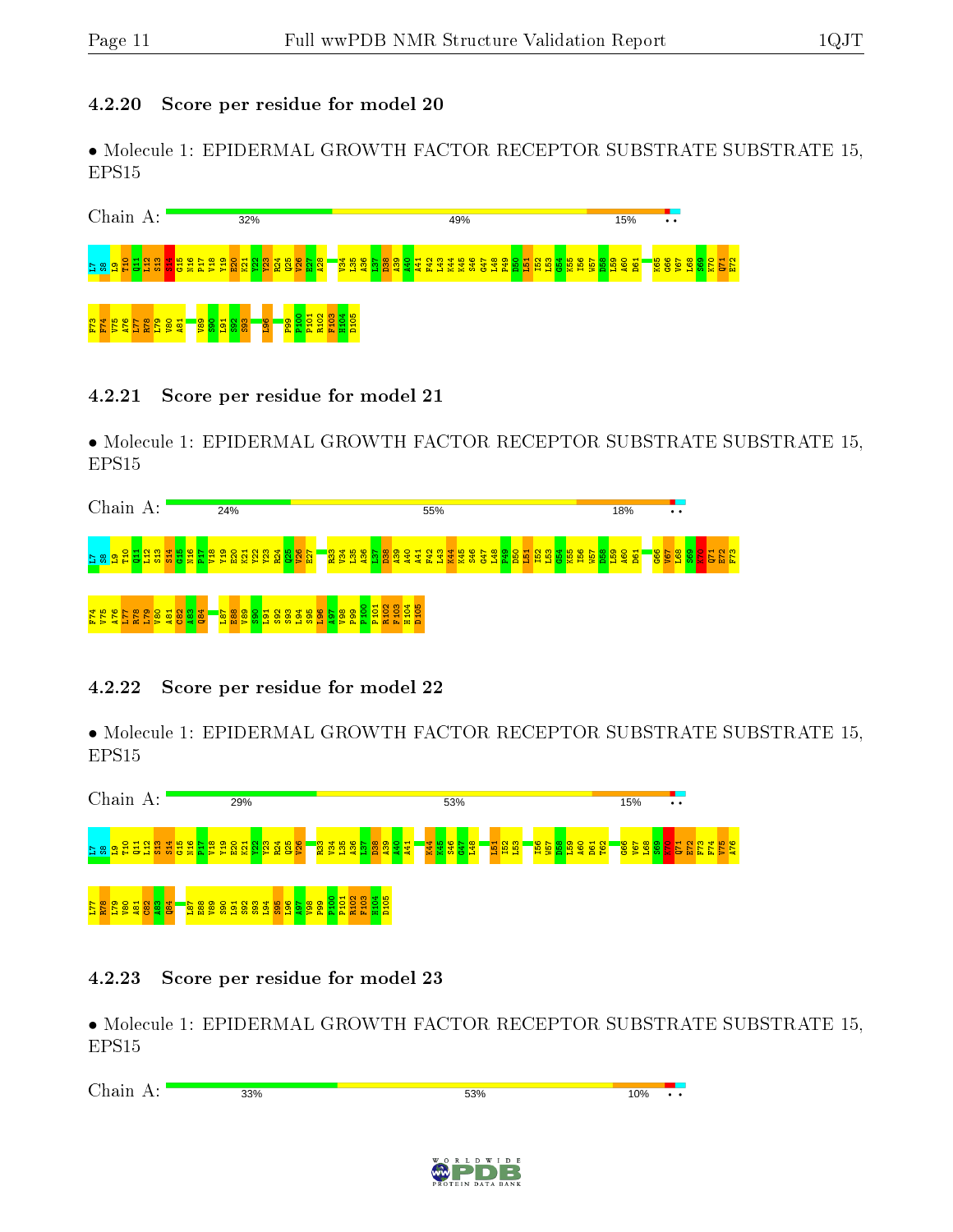#### 4.2.20 Score per residue for model 20

• Molecule 1: EPIDERMAL GROWTH FACTOR RECEPTOR SUBSTRATE SUBSTRATE 15, EPS15

Chain A: 32% 49% 15% • •

L7 S8 L9 T10 Q11 L12 S13 S14 G15 N16 P17 V18 Y19 E20 K21 V22 Y23 R24 Q25 V26 E27 A28 V34 L35 A36 L37 D38 A39 A40 A41 F42 L43 K44 K45 S46 G47 L48 P49 D50 L51 I52 L53 G54 K55 I56 W57 D58 L59 A60 D61 K65 G66 V67 L68 S69 K70 Q71 E72 F73 F74 V75 A76 L77 R78 L79 V80 A81 V89 S90 L91 S92 S93 L96 P99 P100 P101 R102 F103 H104 D105

#### 4.2.21 Score per residue for model 21

• Molecule 1: EPIDERMAL GROWTH FACTOR RECEPTOR SUBSTRATE SUBSTRATE 15, EPS15

Chain A: 24% 55% 18% • •

L7 S8 L9 T10 Q11 L12 S13 S14 G15 N16 P17 V18 Y19 E20 K21 V22 Y23 R24 Q25 V26 E27 R33 V34 L35 A36 L37 D38 A39 A40 A41 F42 L43 K44 K45 S46 G47 L48 P49 D50 L51 I52 L53 G54 K55 I56 W57 D58 L59 A60 D61 G66 V67 L68 S69 K70 Q71 E72 F73 F74 V75 A76 L77 R78 L79 V80 A81 C82 A83 Q84 L87 E88 V89 S90 L91 S92 S93 L94 S95 L96 A97 V98 P99 P100 P101 R102 F103 H104 D105

#### 4.2.22 Score per residue for model 22

• Molecule 1: EPIDERMAL GROWTH FACTOR RECEPTOR SUBSTRATE SUBSTRATE 15, EPS15

Chain A: 29% 53% 15% • •

L7 S8 L9 T10 Q11 L12 S13 S14 G15 N16 P17 V18 Y19 E20 K21 V22 Y23 R24 Q25 V26 R33 V34 L35 A36 L37 D38 A39 A40 A41 K44 K45 S46 G47 L48 L51 I52 L53 I56 W57 D58 L59 A60 D61 T62 G66 V67 L68 S69 K70 Q71 E72 F73 F74 V75 A76 L77 R78 L79 V80 A81 C82 A83 Q84 L87 E88 V89 S90 L91 S92 S93 L94 S95 L96 A97 V98 P99 P100 P101 R102 F103 H104 D105

#### 4.2.23 Score per residue for model 23

• Molecule 1: EPIDERMAL GROWTH FACTOR RECEPTOR SUBSTRATE SUBSTRATE 15, EPS15

Chain A: 33% 53% 10% • •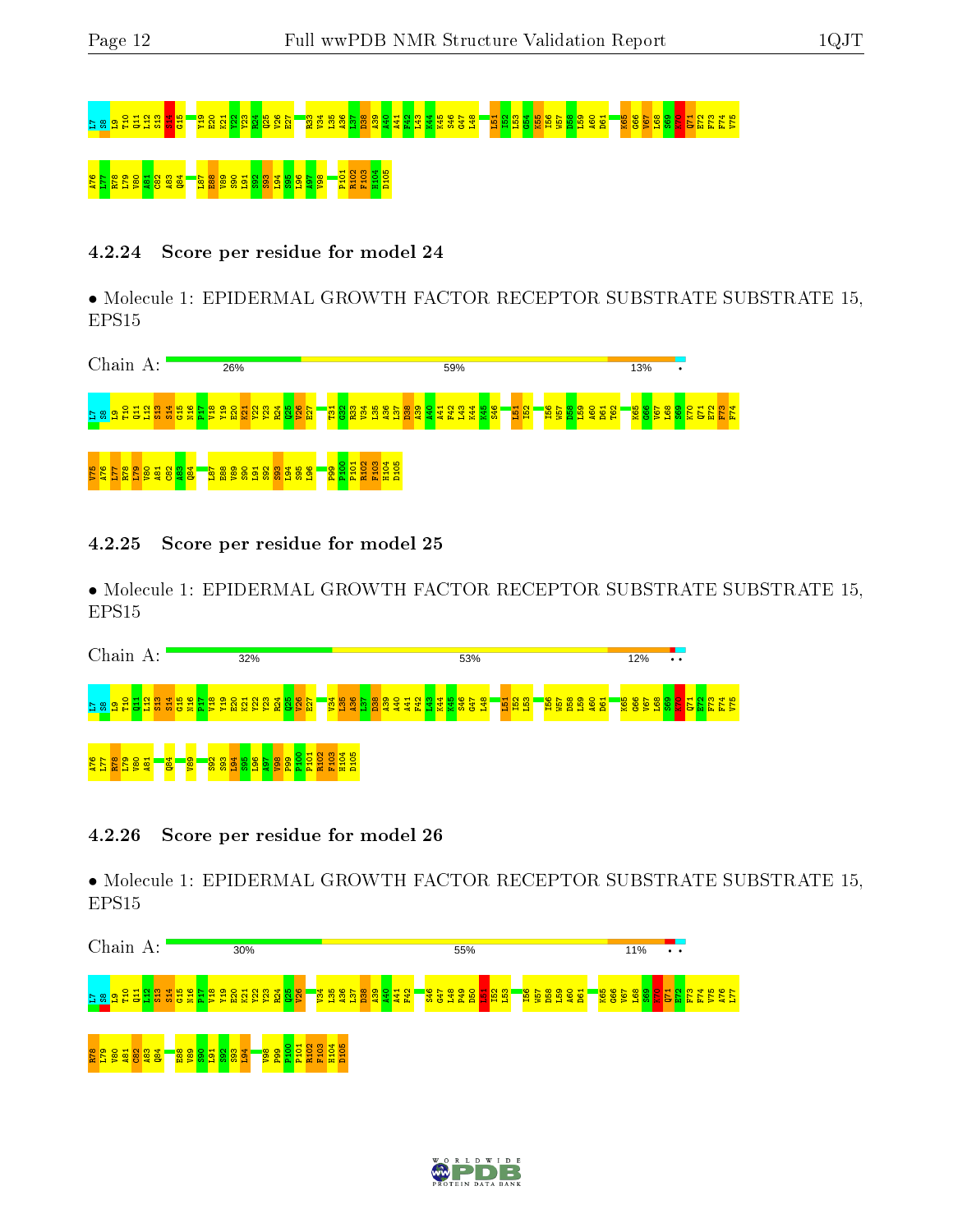L7 S8 L9 T10 Q11 L12 S13 S14 G15 Y19 E20 K21 V22 Y23 R24 Q25 V26 E27 R33 V34 L35 A36 L37 D38 A39 A40 A41 F42 L43 K44 K45 S46 G47 L48 L51 I52 L53 G54 K55 I56 W57 D58 L59 A60 D61 K65 G66 V67 L68 S69 K70 Q71 E72 F73 F74 V75

A76 L77 R78 L79 V80 A81 C82 A83 Q84 L87 E88 V89 S90 L91 S92 S93 L94 S95 L96 A97 V98 P101 R102 F103 H104 D105

### 4.2.24 Score per residue for model 24

• Molecule 1: EPIDERMAL GROWTH FACTOR RECEPTOR SUBSTRATE SUBSTRATE 15, EPS15

Chain A: 26% | 59% | 13% | •

L7 S8 L9 T10 Q11 L12 S13 S14 G15 N16 P17 V18 Y19 E20 K21 V22 Y23 R24 Q25 V26 E27 T31 G32 R33 V34 L35 A36 L37 D38 A39 A40 A41 F42 L43 K44 K45 S46 L51 I52 I56 W57 D58 L59 A60 D61 T62 K65 G66 V67 L68 S69 K70 Q71 E72 F73 F74

V75 A76 L77 R78 L79 V80 A81 C82 A83 Q84 L87 E88 V89 S90 L91 S92 S93 L94 S95 L96 P99 P100 P101 R102 F103 H104 D105

### 4.2.25 Score per residue for model 25

• Molecule 1: EPIDERMAL GROWTH FACTOR RECEPTOR SUBSTRATE SUBSTRATE 15, EPS15

Chain A: 32% | 53% | 12% | • •

L7 S8 L9 T10 Q11 L12 S13 S14 G15 N16 P17 V18 Y19 E20 K21 V22 Y23 R24 Q25 V26 E27 V34 L35 A36 L37 D38 A39 A40 A41 F42 L43 K44 K45 S46 G47 L48 L51 I52 L53 I56 W57 D58 L59 A60 D61 K65 G66 V67 L68 S69 K70 Q71 E72 F73 F74 V75

A76 L77 R78 L79 V80 A81 Q84 V89 S92 S93 L94 S95 L96 A97 V98 P99 P100 P101 R102 F103 H104 D105

### 4.2.26 Score per residue for model 26

• Molecule 1: EPIDERMAL GROWTH FACTOR RECEPTOR SUBSTRATE SUBSTRATE 15, EPS15

Chain A: 30% | 55% | 11% | • •

L7 S8 L9 T10 Q11 L12 S13 S14 G15 N16 P17 V18 Y19 E20 K21 V22 Y23 R24 Q25 V26 V34 L35 A36 L37 D38 A39 A40 A41 F42 S46 G47 L48 P49 D50 L51 I52 L53 I56 W57 D58 L59 A60 D61 K65 G66 V67 L68 S69 K70 Q71 E72 F73 F74 V75 A76 L77

R78 L79 V80 A81 C82 A83 Q84 E88 V89 S90 L91 S92 S93 L94 V98 P99 P100 P101 R102 F103 H104 D105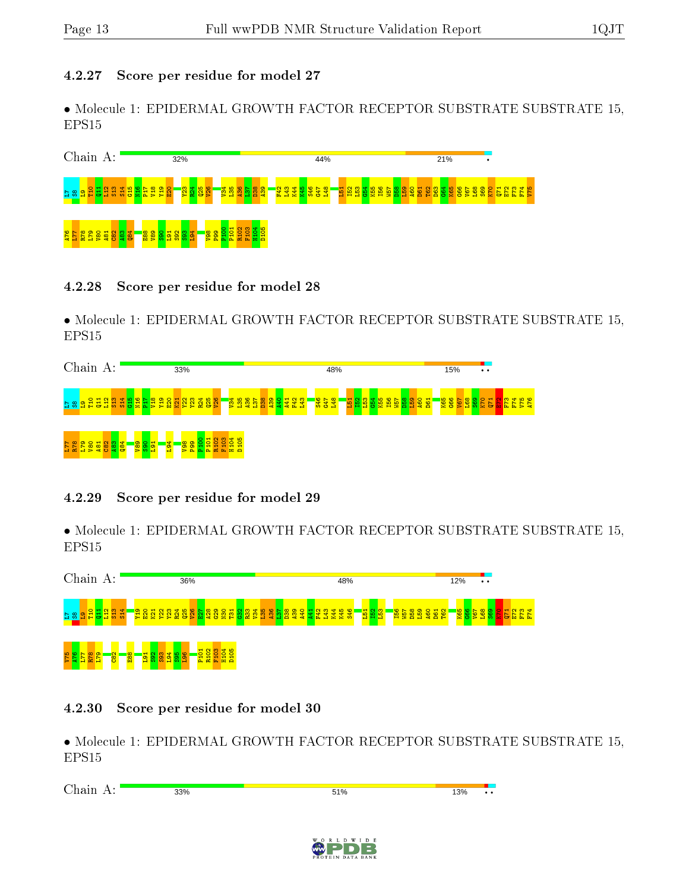### 4.2.27 Score per residue for model 27

• Molecule 1: EPIDERMAL GROWTH FACTOR RECEPTOR SUBSTRATE SUBSTRATE 15, EPS15

Chain A: 32% 44% 21% •

L7 S8 L9 T10 Q11 L12 S13 S14 G15 N16 P17 V18 Y19 E20 Y23 R24 Q25 V26 V34 L35 A36 L37 D38 A39 F42 L43 K44 K45 S46 G47 L48 L51 I52 L53 G54 K55 I56 W57 D58 L59 A60 D61 T62 D63 G64 K65 G66 V67 L68 S69 K70 Q71 E72 F73 F74 V75 A76 L77 R78 L79 V80 A81 C82 A83 Q84 E88 V89 S90 L91 S92 S93 L94 V98 P99 P100 P101 R102 F103 H104 D105

### 4.2.28 Score per residue for model 28

• Molecule 1: EPIDERMAL GROWTH FACTOR RECEPTOR SUBSTRATE SUBSTRATE 15, EPS15

Chain A: 33% 48% 15% ••

L7 S8 L9 T10 Q11 L12 S13 S14 G15 N16 P17 V18 Y19 E20 K21 Y22 Y23 R24 Q25 V26 V34 L35 A36 L37 D38 A39 A40 A41 F42 L43 S46 G47 L48 L51 I52 L53 G54 K55 I56 W57 D58 L59 A60 D61 K65 G66 V67 L68 S69 K70 Q71 E72 F73 F74 V75 A76 L77 R78 L79 V80 A81 C82 A83 Q84 V89 S90 L91 L94 V98 P99 P100 P101 R102 F103 H104 D105

### 4.2.29 Score per residue for model 29

• Molecule 1: EPIDERMAL GROWTH FACTOR RECEPTOR SUBSTRATE SUBSTRATE 15, EPS15

Chain A: 36% 48% 12% ••

L7 S8 L9 T10 Q11 L12 S13 S14 Y19 E20 K21 Y22 Y23 R24 Q25 V26 E27 A28 G29 N30 T31 G32 R33 V34 L35 A36 L37 D38 A39 A40 A41 F42 L43 K44 K45 S46 L51 I52 L53 I56 W57 D58 L59 A60 D61 T62 K65 G66 V67 L68 S69 K70 Q71 E72 F73 F74 V75 A76 L77 R78 L79 C82 E88 L91 S92 S93 L94 S95 L96 P101 R102 F103 H104 D105

### 4.2.30 Score per residue for model 30

• Molecule 1: EPIDERMAL GROWTH FACTOR RECEPTOR SUBSTRATE SUBSTRATE 15, EPS15

Chain A: 33% 51% 13% ••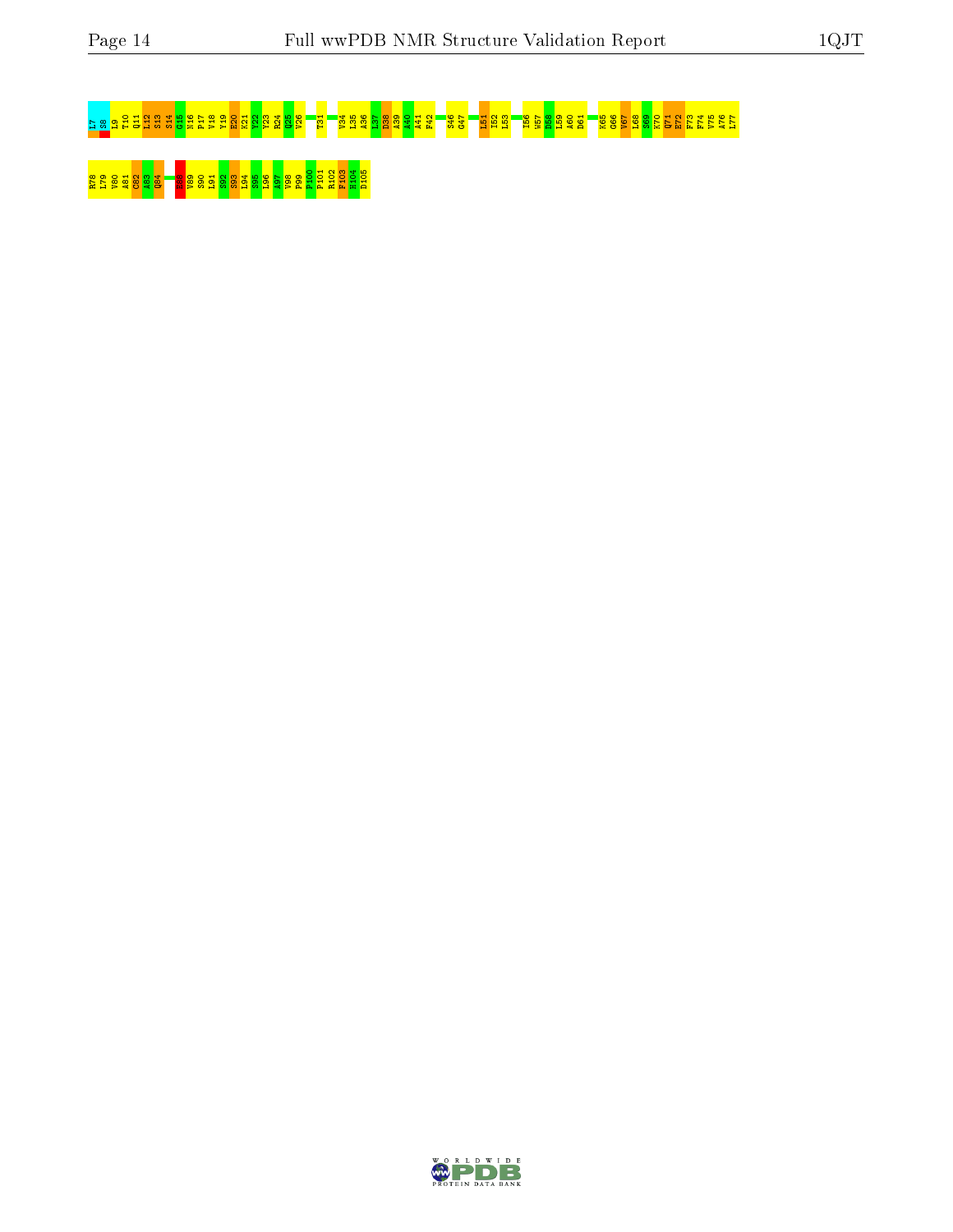L7 S8 I9 T10 Q11 L12 S13 S14 G15 N16 P17 V18 Y19 E20 K21 V22 Y23 K24 Q25 V26 T31 V34 L35 A36 L37 D38 A39 A40 A41 F42 S46 G47 L51 I52 L53 I56 W57 D58 L59 A60 D61 K65 G66 V67 L68 S69 K70 Q71 E72 F73 F74 V75 A76 L77

R78 L79 V80 A81 C82 A83 Q84 K88 V89 S90 L91 S92 S93 L94 S95 L96 A97 V98 P99 P100 P101 R102 F103 H104 D105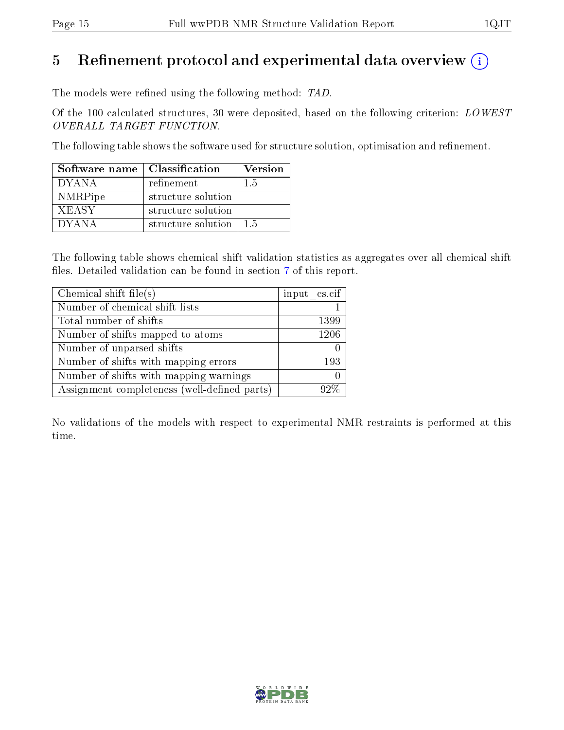# 5 Refinement protocol and experimental data overview

The models were refined using the following method: *TAD*.

Of the 100 calculated structures, 30 were deposited, based on the following criterion: *LOWEST OVERALL TARGET FUNCTION*.

The following table shows the software used for structure solution, optimisation and refinement.

| Software name | Classification | Version |
|---|---|---|
| DYANA | refinement | 1.5 |
| NMRPipe | structure solution | |
| XEASY | structure solution | |
| DYANA | structure solution | 1.5 |

The following table shows chemical shift validation statistics as aggregates over all chemical shift files. Detailed validation can be found in section 7 of this report.

| Chemical shift file(s) | input_cs.cif |
|---|---|
| Number of chemical shift lists | 1 |
| Total number of shifts | 1399 |
| Number of shifts mapped to atoms | 1206 |
| Number of unparsed shifts | 0 |
| Number of shifts with mapping errors | 193 |
| Number of shifts with mapping warnings | 0 |
| Assignment completeness (well-defined parts) | 92% |

No validations of the models with respect to experimental NMR restraints is performed at this time.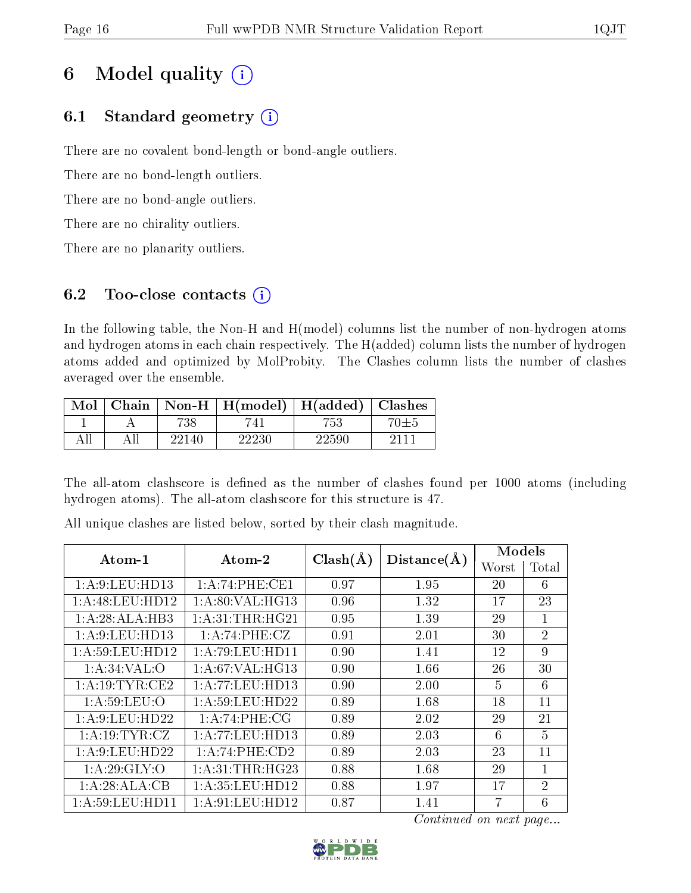# 6 Model quality (i)

## 6.1 Standard geometry (i)

There are no covalent bond-length or bond-angle outliers.

There are no bond-length outliers.

There are no bond-angle outliers.

There are no chirality outliers.

There are no planarity outliers.

## 6.2 Too-close contacts (i)

In the following table, the Non-H and H(model) columns list the number of non-hydrogen atoms and hydrogen atoms in each chain respectively. The H(added) column lists the number of hydrogen atoms added and optimized by MolProbity. The Clashes column lists the number of clashes averaged over the ensemble.

| Mol | Chain | Non-H | H(model) | H(added) | Clashes |
|---|---|---|---|---|---|
| 1 | A | 738 | 741 | 753 | 70±5 |
| All | All | 22140 | 22230 | 22590 | 2111 |

The all-atom clashscore is defined as the number of clashes found per 1000 atoms (including hydrogen atoms). The all-atom clashscore for this structure is 47.

All unique clashes are listed below, sorted by their clash magnitude.

| Atom-1 | Atom-2 | Clash(Å) | Distance(Å) | Models | |
|---|---|---|---|---|---|
| | | | | Worst | Total |
| 1:A:9:LEU:HD13 | 1:A:74:PHE:CE1 | 0.97 | 1.95 | 20 | 6 |
| 1:A:48:LEU:HD12 | 1:A:80:VAL:HG13 | 0.96 | 1.32 | 17 | 23 |
| 1:A:28:ALA:HB3 | 1:A:31:THR:HG21 | 0.95 | 1.39 | 29 | 1 |
| 1:A:9:LEU:HD13 | 1:A:74:PHE:CZ | 0.91 | 2.01 | 30 | 2 |
| 1:A:59:LEU:HD12 | 1:A:79:LEU:HD11 | 0.90 | 1.41 | 12 | 9 |
| 1:A:34:VAL:O | 1:A:67:VAL:HG13 | 0.90 | 1.66 | 26 | 30 |
| 1:A:19:TYR:CE2 | 1:A:77:LEU:HD13 | 0.90 | 2.00 | 5 | 6 |
| 1:A:59:LEU:O | 1:A:59:LEU:HD22 | 0.89 | 1.68 | 18 | 11 |
| 1:A:9:LEU:HD22 | 1:A:74:PHE:CG | 0.89 | 2.02 | 29 | 21 |
| 1:A:19:TYR:CZ | 1:A:77:LEU:HD13 | 0.89 | 2.03 | 6 | 5 |
| 1:A:9:LEU:HD22 | 1:A:74:PHE:CD2 | 0.89 | 2.03 | 23 | 11 |
| 1:A:29:GLY:O | 1:A:31:THR:HG23 | 0.88 | 1.68 | 29 | 1 |
| 1:A:28:ALA:CB | 1:A:35:LEU:HD12 | 0.88 | 1.97 | 17 | 2 |
| 1:A:59:LEU:HD11 | 1:A:91:LEU:HD12 | 0.87 | 1.41 | 7 | 6 |

*Continued on next page...*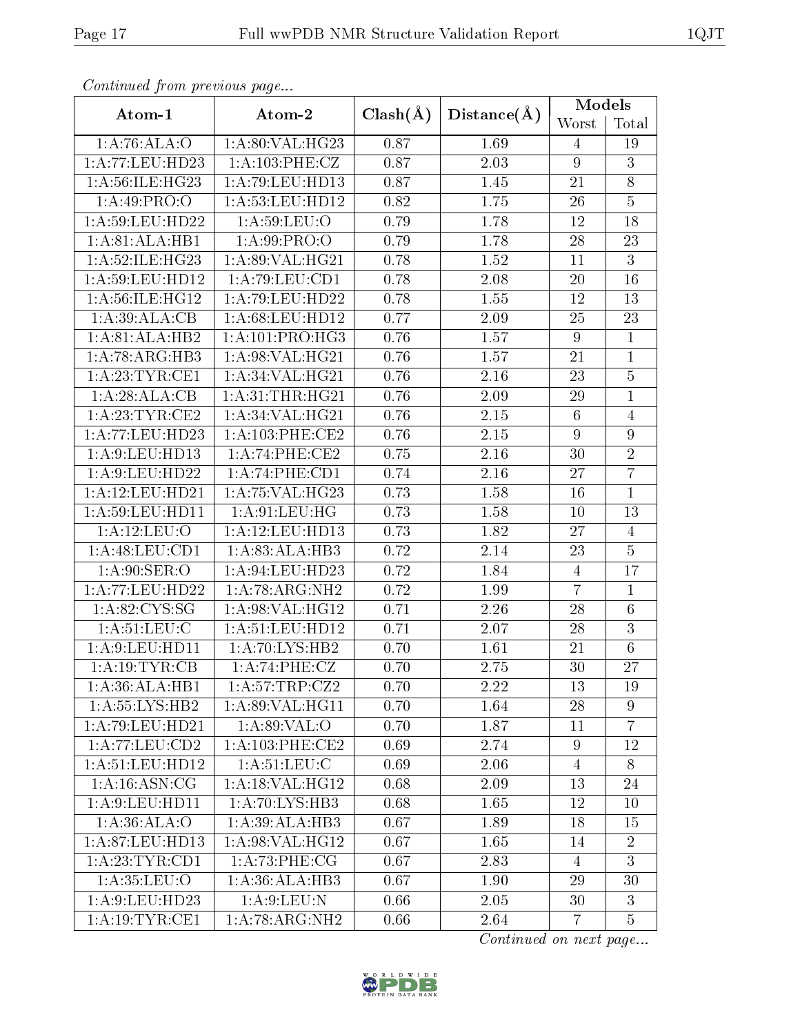*Continued from previous page...*

| Atom-1 | Atom-2 | Clash(Å) | Distance(Å) | Models | |
|---|---|---|---|---|---|
| | | | | Worst | Total |
| 1:A:76:ALA:O | 1:A:80:VAL:HG23 | 0.87 | 1.69 | 4 | 19 |
| 1:A:77:LEU:HD23 | 1:A:103:PHE:CZ | 0.87 | 2.03 | 9 | 3 |
| 1:A:56:ILE:HG23 | 1:A:79:LEU:HD13 | 0.87 | 1.45 | 21 | 8 |
| 1:A:49:PRO:O | 1:A:53:LEU:HD12 | 0.82 | 1.75 | 26 | 5 |
| 1:A:59:LEU:HD22 | 1:A:59:LEU:O | 0.79 | 1.78 | 12 | 18 |
| 1:A:81:ALA:HB1 | 1:A:99:PRO:O | 0.79 | 1.78 | 28 | 23 |
| 1:A:52:ILE:HG23 | 1:A:89:VAL:HG21 | 0.78 | 1.52 | 11 | 3 |
| 1:A:59:LEU:HD12 | 1:A:79:LEU:CD1 | 0.78 | 2.08 | 20 | 16 |
| 1:A:56:ILE:HG12 | 1:A:79:LEU:HD22 | 0.78 | 1.55 | 12 | 13 |
| 1:A:39:ALA:CB | 1:A:68:LEU:HD12 | 0.77 | 2.09 | 25 | 23 |
| 1:A:81:ALA:HB2 | 1:A:101:PRO:HG3 | 0.76 | 1.57 | 9 | 1 |
| 1:A:78:ARG:HB3 | 1:A:98:VAL:HG21 | 0.76 | 1.57 | 21 | 1 |
| 1:A:23:TYR:CE1 | 1:A:34:VAL:HG21 | 0.76 | 2.16 | 23 | 5 |
| 1:A:28:ALA:CB | 1:A:31:THR:HG21 | 0.76 | 2.09 | 29 | 1 |
| 1:A:23:TYR:CE2 | 1:A:34:VAL:HG21 | 0.76 | 2.15 | 6 | 4 |
| 1:A:77:LEU:HD23 | 1:A:103:PHE:CE2 | 0.76 | 2.15 | 9 | 9 |
| 1:A:9:LEU:HD13 | 1:A:74:PHE:CE2 | 0.75 | 2.16 | 30 | 2 |
| 1:A:9:LEU:HD22 | 1:A:74:PHE:CD1 | 0.74 | 2.16 | 27 | 7 |
| 1:A:12:LEU:HD21 | 1:A:75:VAL:HG23 | 0.73 | 1.58 | 16 | 1 |
| 1:A:59:LEU:HD11 | 1:A:91:LEU:HG | 0.73 | 1.58 | 10 | 13 |
| 1:A:12:LEU:O | 1:A:12:LEU:HD13 | 0.73 | 1.82 | 27 | 4 |
| 1:A:48:LEU:CD1 | 1:A:83:ALA:HB3 | 0.72 | 2.14 | 23 | 5 |
| 1:A:90:SER:O | 1:A:94:LEU:HD23 | 0.72 | 1.84 | 4 | 17 |
| 1:A:77:LEU:HD22 | 1:A:78:ARG:NH2 | 0.72 | 1.99 | 7 | 1 |
| 1:A:82:CYS:SG | 1:A:98:VAL:HG12 | 0.71 | 2.26 | 28 | 6 |
| 1:A:51:LEU:C | 1:A:51:LEU:HD12 | 0.71 | 2.07 | 28 | 3 |
| 1:A:9:LEU:HD11 | 1:A:70:LYS:HB2 | 0.70 | 1.61 | 21 | 6 |
| 1:A:19:TYR:CB | 1:A:74:PHE:CZ | 0.70 | 2.75 | 30 | 27 |
| 1:A:36:ALA:HB1 | 1:A:57:TRP:CZ2 | 0.70 | 2.22 | 13 | 19 |
| 1:A:55:LYS:HB2 | 1:A:89:VAL:HG11 | 0.70 | 1.64 | 28 | 9 |
| 1:A:79:LEU:HD21 | 1:A:89:VAL:O | 0.70 | 1.87 | 11 | 7 |
| 1:A:77:LEU:CD2 | 1:A:103:PHE:CE2 | 0.69 | 2.74 | 9 | 12 |
| 1:A:51:LEU:HD12 | 1:A:51:LEU:C | 0.69 | 2.06 | 4 | 8 |
| 1:A:16:ASN:CG | 1:A:18:VAL:HG12 | 0.68 | 2.09 | 13 | 24 |
| 1:A:9:LEU:HD11 | 1:A:70:LYS:HB3 | 0.68 | 1.65 | 12 | 10 |
| 1:A:36:ALA:O | 1:A:39:ALA:HB3 | 0.67 | 1.89 | 18 | 15 |
| 1:A:87:LEU:HD13 | 1:A:98:VAL:HG12 | 0.67 | 1.65 | 14 | 2 |
| 1:A:23:TYR:CD1 | 1:A:73:PHE:CG | 0.67 | 2.83 | 4 | 3 |
| 1:A:35:LEU:O | 1:A:36:ALA:HB3 | 0.67 | 1.90 | 29 | 30 |
| 1:A:9:LEU:HD23 | 1:A:9:LEU:N | 0.66 | 2.05 | 30 | 3 |
| 1:A:19:TYR:CE1 | 1:A:78:ARG:NH2 | 0.66 | 2.64 | 7 | 5 |

*Continued on next page...*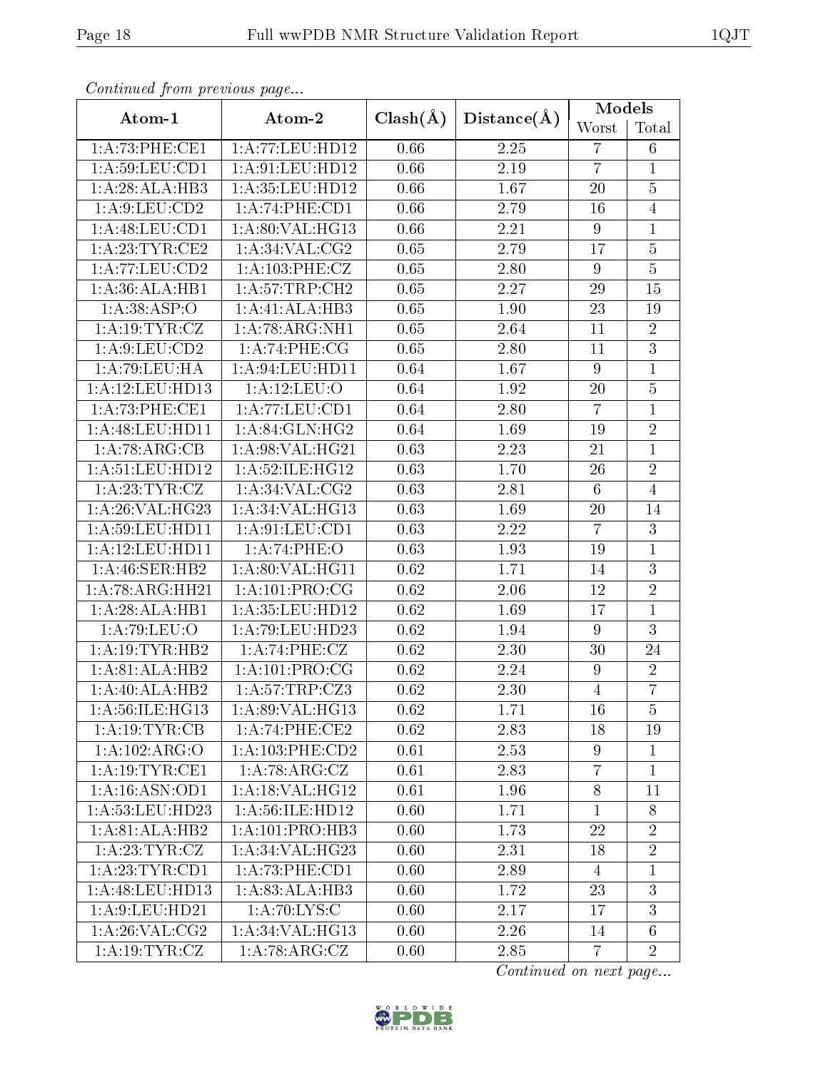*Continued from previous page...*

| Atom-1 | Atom-2 | Clash(Å) | Distance(Å) | Models | |
|---|---|---|---|---|---|
| | | | | Worst | Total |
| 1:A:73:PHE:CE1 | 1:A:77:LEU:HD12 | 0.66 | 2.25 | 7 | 6 |
| 1:A:59:LEU:CD1 | 1:A:91:LEU:HD12 | 0.66 | 2.19 | 7 | 1 |
| 1:A:28:ALA:HB3 | 1:A:35:LEU:HD12 | 0.66 | 1.67 | 20 | 5 |
| 1:A:9:LEU:CD2 | 1:A:74:PHE:CD1 | 0.66 | 2.79 | 16 | 4 |
| 1:A:48:LEU:CD1 | 1:A:80:VAL:HG13 | 0.66 | 2.21 | 9 | 1 |
| 1:A:23:TYR:CE2 | 1:A:34:VAL:CG2 | 0.65 | 2.79 | 17 | 5 |
| 1:A:77:LEU:CD2 | 1:A:103:PHE:CZ | 0.65 | 2.80 | 9 | 5 |
| 1:A:36:ALA:HB1 | 1:A:57:TRP:CH2 | 0.65 | 2.27 | 29 | 15 |
| 1:A:38:ASP:O | 1:A:41:ALA:HB3 | 0.65 | 1.90 | 23 | 19 |
| 1:A:19:TYR:CZ | 1:A:78:ARG:NH1 | 0.65 | 2.64 | 11 | 2 |
| 1:A:9:LEU:CD2 | 1:A:74:PHE:CG | 0.65 | 2.80 | 11 | 3 |
| 1:A:79:LEU:HA | 1:A:94:LEU:HD11 | 0.64 | 1.67 | 9 | 1 |
| 1:A:12:LEU:HD13 | 1:A:12:LEU:O | 0.64 | 1.92 | 20 | 5 |
| 1:A:73:PHE:CE1 | 1:A:77:LEU:CD1 | 0.64 | 2.80 | 7 | 1 |
| 1:A:48:LEU:HD11 | 1:A:84:GLN:HG2 | 0.64 | 1.69 | 19 | 2 |
| 1:A:78:ARG:CB | 1:A:98:VAL:HG21 | 0.63 | 2.23 | 21 | 1 |
| 1:A:51:LEU:HD12 | 1:A:52:ILE:HG12 | 0.63 | 1.70 | 26 | 2 |
| 1:A:23:TYR:CZ | 1:A:34:VAL:CG2 | 0.63 | 2.81 | 6 | 4 |
| 1:A:26:VAL:HG23 | 1:A:34:VAL:HG13 | 0.63 | 1.69 | 20 | 14 |
| 1:A:59:LEU:HD11 | 1:A:91:LEU:CD1 | 0.63 | 2.22 | 7 | 3 |
| 1:A:12:LEU:HD11 | 1:A:74:PHE:O | 0.63 | 1.93 | 19 | 1 |
| 1:A:46:SER:HB2 | 1:A:80:VAL:HG11 | 0.62 | 1.71 | 14 | 3 |
| 1:A:78:ARG:HH21 | 1:A:101:PRO:CG | 0.62 | 2.06 | 12 | 2 |
| 1:A:28:ALA:HB1 | 1:A:35:LEU:HD12 | 0.62 | 1.69 | 17 | 1 |
| 1:A:79:LEU:O | 1:A:79:LEU:HD23 | 0.62 | 1.94 | 9 | 3 |
| 1:A:19:TYR:HB2 | 1:A:74:PHE:CZ | 0.62 | 2.30 | 30 | 24 |
| 1:A:81:ALA:HB2 | 1:A:101:PRO:CG | 0.62 | 2.24 | 9 | 2 |
| 1:A:40:ALA:HB2 | 1:A:57:TRP:CZ3 | 0.62 | 2.30 | 4 | 7 |
| 1:A:56:ILE:HG13 | 1:A:89:VAL:HG13 | 0.62 | 1.71 | 16 | 5 |
| 1:A:19:TYR:CB | 1:A:74:PHE:CE2 | 0.62 | 2.83 | 18 | 19 |
| 1:A:102:ARG:O | 1:A:103:PHE:CD2 | 0.61 | 2.53 | 9 | 1 |
| 1:A:19:TYR:CE1 | 1:A:78:ARG:CZ | 0.61 | 2.83 | 7 | 1 |
| 1:A:16:ASN:OD1 | 1:A:18:VAL:HG12 | 0.61 | 1.96 | 8 | 11 |
| 1:A:53:LEU:HD23 | 1:A:56:ILE:HD12 | 0.60 | 1.71 | 1 | 8 |
| 1:A:81:ALA:HB2 | 1:A:101:PRO:HB3 | 0.60 | 1.73 | 22 | 2 |
| 1:A:23:TYR:CZ | 1:A:34:VAL:HG23 | 0.60 | 2.31 | 18 | 2 |
| 1:A:23:TYR:CD1 | 1:A:73:PHE:CD1 | 0.60 | 2.89 | 4 | 1 |
| 1:A:48:LEU:HD13 | 1:A:83:ALA:HB3 | 0.60 | 1.72 | 23 | 3 |
| 1:A:9:LEU:HD21 | 1:A:70:LYS:C | 0.60 | 2.17 | 17 | 3 |
| 1:A:26:VAL:CG2 | 1:A:34:VAL:HG13 | 0.60 | 2.26 | 14 | 6 |
| 1:A:19:TYR:CZ | 1:A:78:ARG:CZ | 0.60 | 2.85 | 7 | 2 |

*Continued on next page...*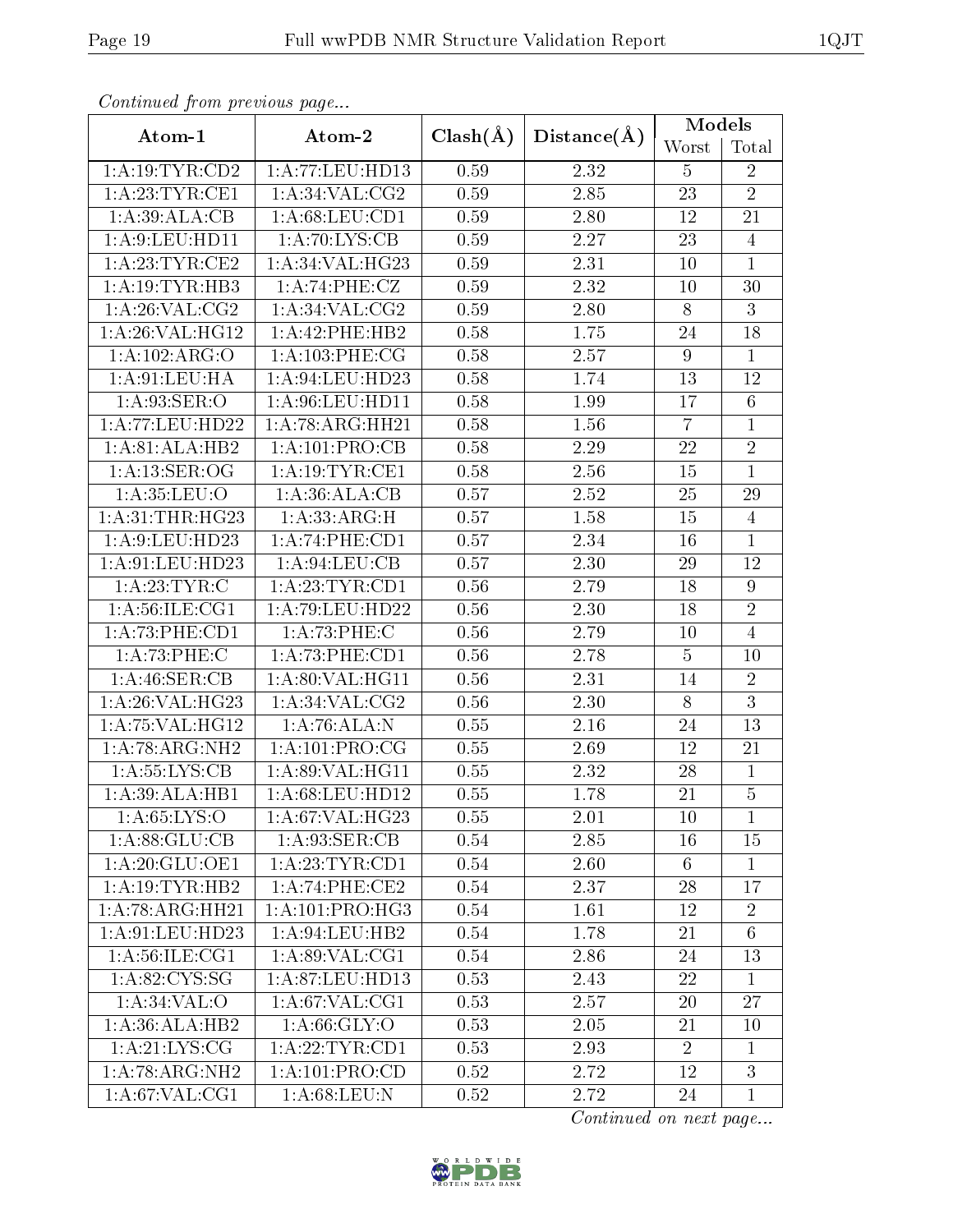*Continued from previous page...*

| Atom-1 | Atom-2 | Clash(Å) | Distance(Å) | Models | |
|---|---|---|---|---|---|
| | | | | Worst | Total |
| 1:A:19:TYR:CD2 | 1:A:77:LEU:HD13 | 0.59 | 2.32 | 5 | 2 |
| 1:A:23:TYR:CE1 | 1:A:34:VAL:CG2 | 0.59 | 2.85 | 23 | 2 |
| 1:A:39:ALA:CB | 1:A:68:LEU:CD1 | 0.59 | 2.80 | 12 | 21 |
| 1:A:9:LEU:HD11 | 1:A:70:LYS:CB | 0.59 | 2.27 | 23 | 4 |
| 1:A:23:TYR:CE2 | 1:A:34:VAL:HG23 | 0.59 | 2.31 | 10 | 1 |
| 1:A:19:TYR:HB3 | 1:A:74:PHE:CZ | 0.59 | 2.32 | 10 | 30 |
| 1:A:26:VAL:CG2 | 1:A:34:VAL:CG2 | 0.59 | 2.80 | 8 | 3 |
| 1:A:26:VAL:HG12 | 1:A:42:PHE:HB2 | 0.58 | 1.75 | 24 | 18 |
| 1:A:102:ARG:O | 1:A:103:PHE:CG | 0.58 | 2.57 | 9 | 1 |
| 1:A:91:LEU:HA | 1:A:94:LEU:HD23 | 0.58 | 1.74 | 13 | 12 |
| 1:A:93:SER:O | 1:A:96:LEU:HD11 | 0.58 | 1.99 | 17 | 6 |
| 1:A:77:LEU:HD22 | 1:A:78:ARG:HH21 | 0.58 | 1.56 | 7 | 1 |
| 1:A:81:ALA:HB2 | 1:A:101:PRO:CB | 0.58 | 2.29 | 22 | 2 |
| 1:A:13:SER:OG | 1:A:19:TYR:CE1 | 0.58 | 2.56 | 15 | 1 |
| 1:A:35:LEU:O | 1:A:36:ALA:CB | 0.57 | 2.52 | 25 | 29 |
| 1:A:31:THR:HG23 | 1:A:33:ARG:H | 0.57 | 1.58 | 15 | 4 |
| 1:A:9:LEU:HD23 | 1:A:74:PHE:CD1 | 0.57 | 2.34 | 16 | 1 |
| 1:A:91:LEU:HD23 | 1:A:94:LEU:CB | 0.57 | 2.30 | 29 | 12 |
| 1:A:23:TYR:C | 1:A:23:TYR:CD1 | 0.56 | 2.79 | 18 | 9 |
| 1:A:56:ILE:CG1 | 1:A:79:LEU:HD22 | 0.56 | 2.30 | 18 | 2 |
| 1:A:73:PHE:CD1 | 1:A:73:PHE:C | 0.56 | 2.79 | 10 | 4 |
| 1:A:73:PHE:C | 1:A:73:PHE:CD1 | 0.56 | 2.78 | 5 | 10 |
| 1:A:46:SER:CB | 1:A:80:VAL:HG11 | 0.56 | 2.31 | 14 | 2 |
| 1:A:26:VAL:HG23 | 1:A:34:VAL:CG2 | 0.56 | 2.30 | 8 | 3 |
| 1:A:75:VAL:HG12 | 1:A:76:ALA:N | 0.55 | 2.16 | 24 | 13 |
| 1:A:78:ARG:NH2 | 1:A:101:PRO:CG | 0.55 | 2.69 | 12 | 21 |
| 1:A:55:LYS:CB | 1:A:89:VAL:HG11 | 0.55 | 2.32 | 28 | 1 |
| 1:A:39:ALA:HB1 | 1:A:68:LEU:HD12 | 0.55 | 1.78 | 21 | 5 |
| 1:A:65:LYS:O | 1:A:67:VAL:HG23 | 0.55 | 2.01 | 10 | 1 |
| 1:A:88:GLU:CB | 1:A:93:SER:CB | 0.54 | 2.85 | 16 | 15 |
| 1:A:20:GLU:OE1 | 1:A:23:TYR:CD1 | 0.54 | 2.60 | 6 | 1 |
| 1:A:19:TYR:HB2 | 1:A:74:PHE:CE2 | 0.54 | 2.37 | 28 | 17 |
| 1:A:78:ARG:HH21 | 1:A:101:PRO:HG3 | 0.54 | 1.61 | 12 | 2 |
| 1:A:91:LEU:HD23 | 1:A:94:LEU:HB2 | 0.54 | 1.78 | 21 | 6 |
| 1:A:56:ILE:CG1 | 1:A:89:VAL:CG1 | 0.54 | 2.86 | 24 | 13 |
| 1:A:82:CYS:SG | 1:A:87:LEU:HD13 | 0.53 | 2.43 | 22 | 1 |
| 1:A:34:VAL:O | 1:A:67:VAL:CG1 | 0.53 | 2.57 | 20 | 27 |
| 1:A:36:ALA:HB2 | 1:A:66:GLY:O | 0.53 | 2.05 | 21 | 10 |
| 1:A:21:LYS:CG | 1:A:22:TYR:CD1 | 0.53 | 2.93 | 2 | 1 |
| 1:A:78:ARG:NH2 | 1:A:101:PRO:CD | 0.52 | 2.72 | 12 | 3 |
| 1:A:67:VAL:CG1 | 1:A:68:LEU:N | 0.52 | 2.72 | 24 | 1 |

*Continued on next page...*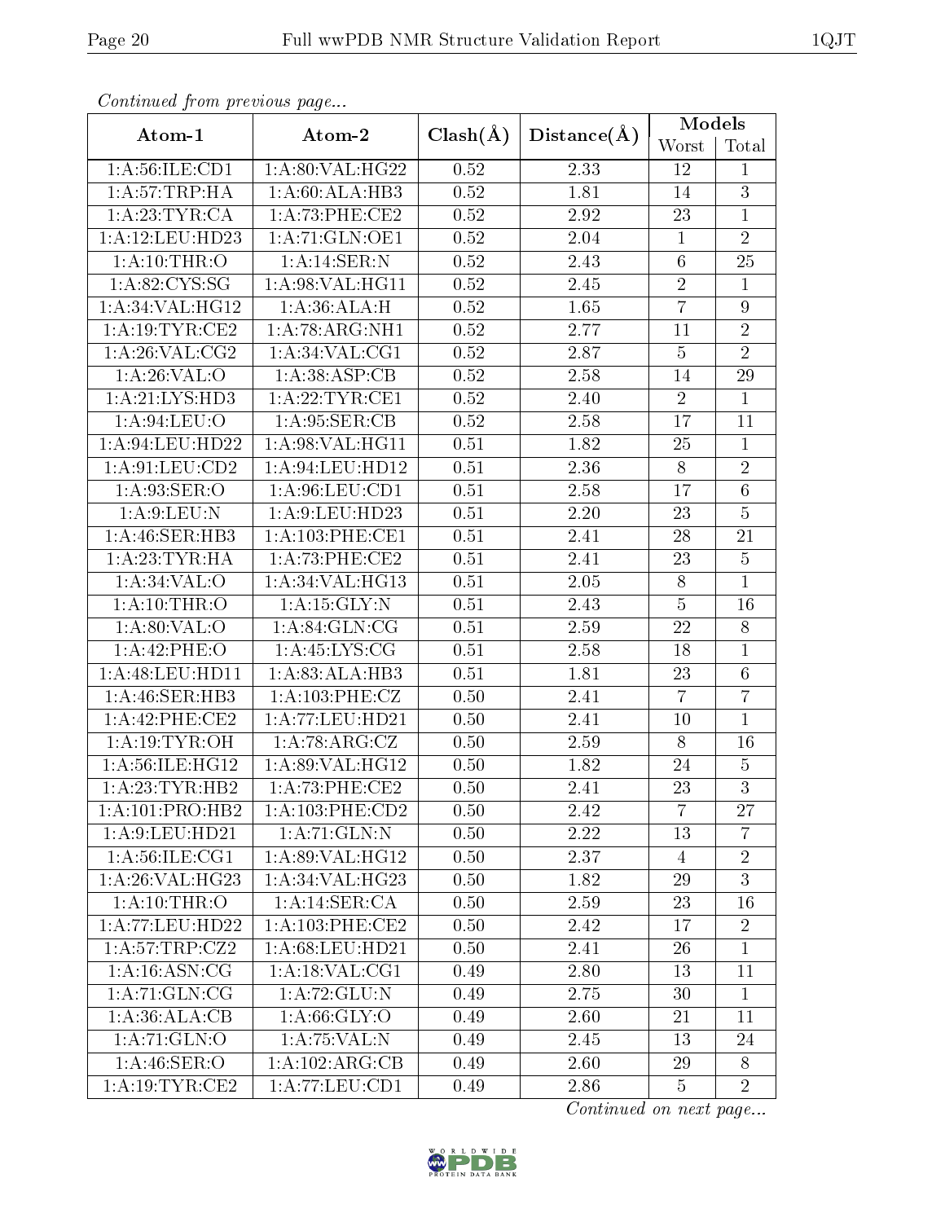*Continued from previous page...*

| Atom-1 | Atom-2 | Clash(Å) | Distance(Å) | Models | |
|---|---|---|---|---|---|
| | | | | Worst | Total |
| 1:A:56:ILE:CD1 | 1:A:80:VAL:HG22 | 0.52 | 2.33 | 12 | 1 |
| 1:A:57:TRP:HA | 1:A:60:ALA:HB3 | 0.52 | 1.81 | 14 | 3 |
| 1:A:23:TYR:CA | 1:A:73:PHE:CE2 | 0.52 | 2.92 | 23 | 1 |
| 1:A:12:LEU:HD23 | 1:A:71:GLN:OE1 | 0.52 | 2.04 | 1 | 2 |
| 1:A:10:THR:O | 1:A:14:SER:N | 0.52 | 2.43 | 6 | 25 |
| 1:A:82:CYS:SG | 1:A:98:VAL:HG11 | 0.52 | 2.45 | 2 | 1 |
| 1:A:34:VAL:HG12 | 1:A:36:ALA:H | 0.52 | 1.65 | 7 | 9 |
| 1:A:19:TYR:CE2 | 1:A:78:ARG:NH1 | 0.52 | 2.77 | 11 | 2 |
| 1:A:26:VAL:CG2 | 1:A:34:VAL:CG1 | 0.52 | 2.87 | 5 | 2 |
| 1:A:26:VAL:O | 1:A:38:ASP:CB | 0.52 | 2.58 | 14 | 29 |
| 1:A:21:LYS:HD3 | 1:A:22:TYR:CE1 | 0.52 | 2.40 | 2 | 1 |
| 1:A:94:LEU:O | 1:A:95:SER:CB | 0.52 | 2.58 | 17 | 11 |
| 1:A:94:LEU:HD22 | 1:A:98:VAL:HG11 | 0.51 | 1.82 | 25 | 1 |
| 1:A:91:LEU:CD2 | 1:A:94:LEU:HD12 | 0.51 | 2.36 | 8 | 2 |
| 1:A:93:SER:O | 1:A:96:LEU:CD1 | 0.51 | 2.58 | 17 | 6 |
| 1:A:9:LEU:N | 1:A:9:LEU:HD23 | 0.51 | 2.20 | 23 | 5 |
| 1:A:46:SER:HB3 | 1:A:103:PHE:CE1 | 0.51 | 2.41 | 28 | 21 |
| 1:A:23:TYR:HA | 1:A:73:PHE:CE2 | 0.51 | 2.41 | 23 | 5 |
| 1:A:34:VAL:O | 1:A:34:VAL:HG13 | 0.51 | 2.05 | 8 | 1 |
| 1:A:10:THR:O | 1:A:15:GLY:N | 0.51 | 2.43 | 5 | 16 |
| 1:A:80:VAL:O | 1:A:84:GLN:CG | 0.51 | 2.59 | 22 | 8 |
| 1:A:42:PHE:O | 1:A:45:LYS:CG | 0.51 | 2.58 | 18 | 1 |
| 1:A:48:LEU:HD11 | 1:A:83:ALA:HB3 | 0.51 | 1.81 | 23 | 6 |
| 1:A:46:SER:HB3 | 1:A:103:PHE:CZ | 0.50 | 2.41 | 7 | 7 |
| 1:A:42:PHE:CE2 | 1:A:77:LEU:HD21 | 0.50 | 2.41 | 10 | 1 |
| 1:A:19:TYR:OH | 1:A:78:ARG:CZ | 0.50 | 2.59 | 8 | 16 |
| 1:A:56:ILE:HG12 | 1:A:89:VAL:HG12 | 0.50 | 1.82 | 24 | 5 |
| 1:A:23:TYR:HB2 | 1:A:73:PHE:CE2 | 0.50 | 2.41 | 23 | 3 |
| 1:A:101:PRO:HB2 | 1:A:103:PHE:CD2 | 0.50 | 2.42 | 7 | 27 |
| 1:A:9:LEU:HD21 | 1:A:71:GLN:N | 0.50 | 2.22 | 13 | 7 |
| 1:A:56:ILE:CG1 | 1:A:89:VAL:HG12 | 0.50 | 2.37 | 4 | 2 |
| 1:A:26:VAL:HG23 | 1:A:34:VAL:HG23 | 0.50 | 1.82 | 29 | 3 |
| 1:A:10:THR:O | 1:A:14:SER:CA | 0.50 | 2.59 | 23 | 16 |
| 1:A:77:LEU:HD22 | 1:A:103:PHE:CE2 | 0.50 | 2.42 | 17 | 2 |
| 1:A:57:TRP:CZ2 | 1:A:68:LEU:HD21 | 0.50 | 2.41 | 26 | 1 |
| 1:A:16:ASN:CG | 1:A:18:VAL:CG1 | 0.49 | 2.80 | 13 | 11 |
| 1:A:71:GLN:CG | 1:A:72:GLU:N | 0.49 | 2.75 | 30 | 1 |
| 1:A:36:ALA:CB | 1:A:66:GLY:O | 0.49 | 2.60 | 21 | 11 |
| 1:A:71:GLN:O | 1:A:75:VAL:N | 0.49 | 2.45 | 13 | 24 |
| 1:A:46:SER:O | 1:A:102:ARG:CB | 0.49 | 2.60 | 29 | 8 |
| 1:A:19:TYR:CE2 | 1:A:77:LEU:CD1 | 0.49 | 2.86 | 5 | 2 |

*Continued on next page...*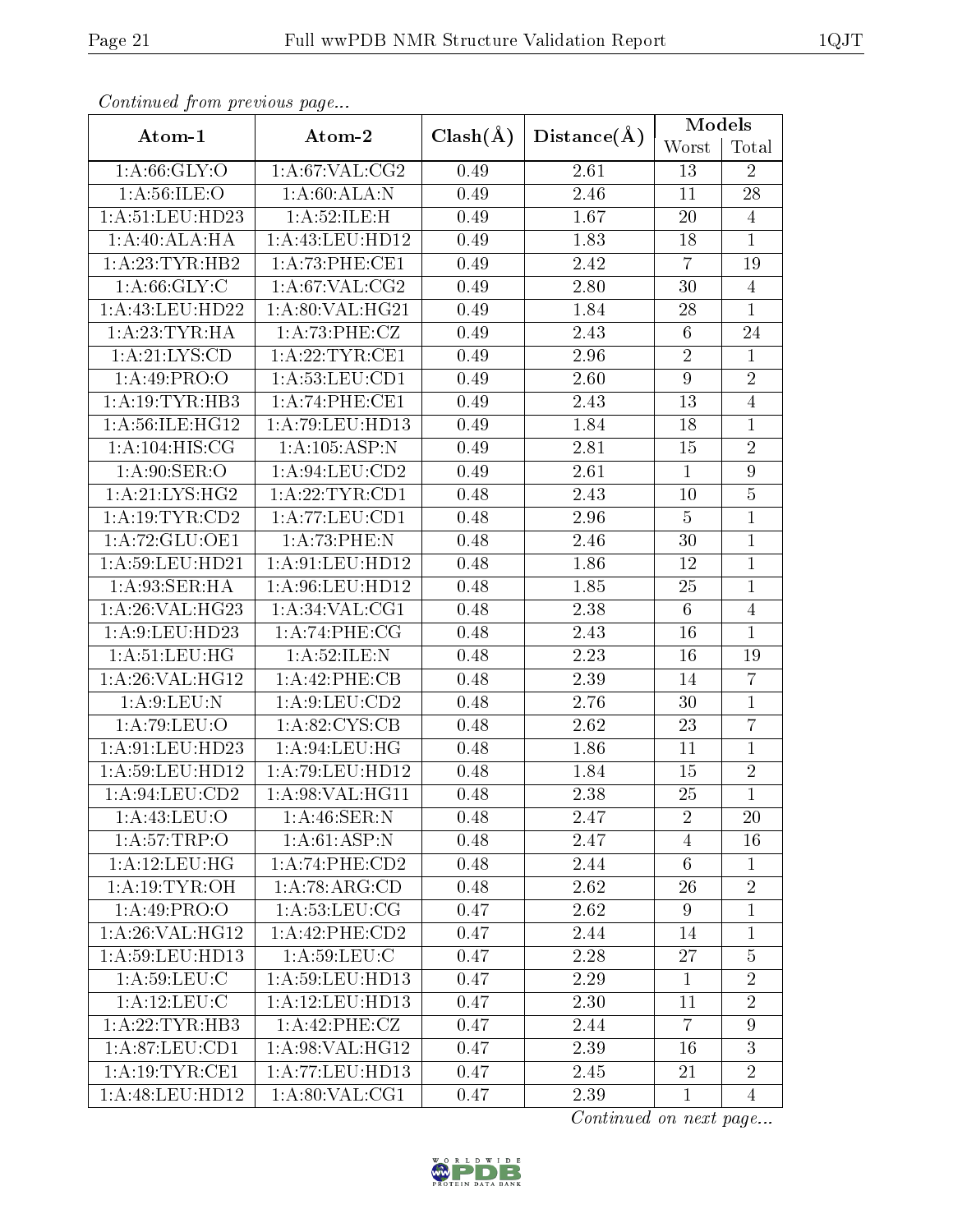*Continued from previous page...*

| Atom-1 | Atom-2 | Clash(Å) | Distance(Å) | Models | |
|---|---|---|---|---|---|
| | | | | Worst | Total |
| 1:A:66:GLY:O | 1:A:67:VAL:CG2 | 0.49 | 2.61 | 13 | 2 |
| 1:A:56:ILE:O | 1:A:60:ALA:N | 0.49 | 2.46 | 11 | 28 |
| 1:A:51:LEU:HD23 | 1:A:52:ILE:H | 0.49 | 1.67 | 20 | 4 |
| 1:A:40:ALA:HA | 1:A:43:LEU:HD12 | 0.49 | 1.83 | 18 | 1 |
| 1:A:23:TYR:HB2 | 1:A:73:PHE:CE1 | 0.49 | 2.42 | 7 | 19 |
| 1:A:66:GLY:C | 1:A:67:VAL:CG2 | 0.49 | 2.80 | 30 | 4 |
| 1:A:43:LEU:HD22 | 1:A:80:VAL:HG21 | 0.49 | 1.84 | 28 | 1 |
| 1:A:23:TYR:HA | 1:A:73:PHE:CZ | 0.49 | 2.43 | 6 | 24 |
| 1:A:21:LYS:CD | 1:A:22:TYR:CE1 | 0.49 | 2.96 | 2 | 1 |
| 1:A:49:PRO:O | 1:A:53:LEU:CD1 | 0.49 | 2.60 | 9 | 2 |
| 1:A:19:TYR:HB3 | 1:A:74:PHE:CE1 | 0.49 | 2.43 | 13 | 4 |
| 1:A:56:ILE:HG12 | 1:A:79:LEU:HD13 | 0.49 | 1.84 | 18 | 1 |
| 1:A:104:HIS:CG | 1:A:105:ASP:N | 0.49 | 2.81 | 15 | 2 |
| 1:A:90:SER:O | 1:A:94:LEU:CD2 | 0.49 | 2.61 | 1 | 9 |
| 1:A:21:LYS:HG2 | 1:A:22:TYR:CD1 | 0.48 | 2.43 | 10 | 5 |
| 1:A:19:TYR:CD2 | 1:A:77:LEU:CD1 | 0.48 | 2.96 | 5 | 1 |
| 1:A:72:GLU:OE1 | 1:A:73:PHE:N | 0.48 | 2.46 | 30 | 1 |
| 1:A:59:LEU:HD21 | 1:A:91:LEU:HD12 | 0.48 | 1.86 | 12 | 1 |
| 1:A:93:SER:HA | 1:A:96:LEU:HD12 | 0.48 | 1.85 | 25 | 1 |
| 1:A:26:VAL:HG23 | 1:A:34:VAL:CG1 | 0.48 | 2.38 | 6 | 4 |
| 1:A:9:LEU:HD23 | 1:A:74:PHE:CG | 0.48 | 2.43 | 16 | 1 |
| 1:A:51:LEU:HG | 1:A:52:ILE:N | 0.48 | 2.23 | 16 | 19 |
| 1:A:26:VAL:HG12 | 1:A:42:PHE:CB | 0.48 | 2.39 | 14 | 7 |
| 1:A:9:LEU:N | 1:A:9:LEU:CD2 | 0.48 | 2.76 | 30 | 1 |
| 1:A:79:LEU:O | 1:A:82:CYS:CB | 0.48 | 2.62 | 23 | 7 |
| 1:A:91:LEU:HD23 | 1:A:94:LEU:HG | 0.48 | 1.86 | 11 | 1 |
| 1:A:59:LEU:HD12 | 1:A:79:LEU:HD12 | 0.48 | 1.84 | 15 | 2 |
| 1:A:94:LEU:CD2 | 1:A:98:VAL:HG11 | 0.48 | 2.38 | 25 | 1 |
| 1:A:43:LEU:O | 1:A:46:SER:N | 0.48 | 2.47 | 2 | 20 |
| 1:A:57:TRP:O | 1:A:61:ASP:N | 0.48 | 2.47 | 4 | 16 |
| 1:A:12:LEU:HG | 1:A:74:PHE:CD2 | 0.48 | 2.44 | 6 | 1 |
| 1:A:19:TYR:OH | 1:A:78:ARG:CD | 0.48 | 2.62 | 26 | 2 |
| 1:A:49:PRO:O | 1:A:53:LEU:CG | 0.47 | 2.62 | 9 | 1 |
| 1:A:26:VAL:HG12 | 1:A:42:PHE:CD2 | 0.47 | 2.44 | 14 | 1 |
| 1:A:59:LEU:HD13 | 1:A:59:LEU:C | 0.47 | 2.28 | 27 | 5 |
| 1:A:59:LEU:C | 1:A:59:LEU:HD13 | 0.47 | 2.29 | 1 | 2 |
| 1:A:12:LEU:C | 1:A:12:LEU:HD13 | 0.47 | 2.30 | 11 | 2 |
| 1:A:22:TYR:HB3 | 1:A:42:PHE:CZ | 0.47 | 2.44 | 7 | 9 |
| 1:A:87:LEU:CD1 | 1:A:98:VAL:HG12 | 0.47 | 2.39 | 16 | 3 |
| 1:A:19:TYR:CE1 | 1:A:77:LEU:HD13 | 0.47 | 2.45 | 21 | 2 |
| 1:A:48:LEU:HD12 | 1:A:80:VAL:CG1 | 0.47 | 2.39 | 1 | 4 |

*Continued on next page...*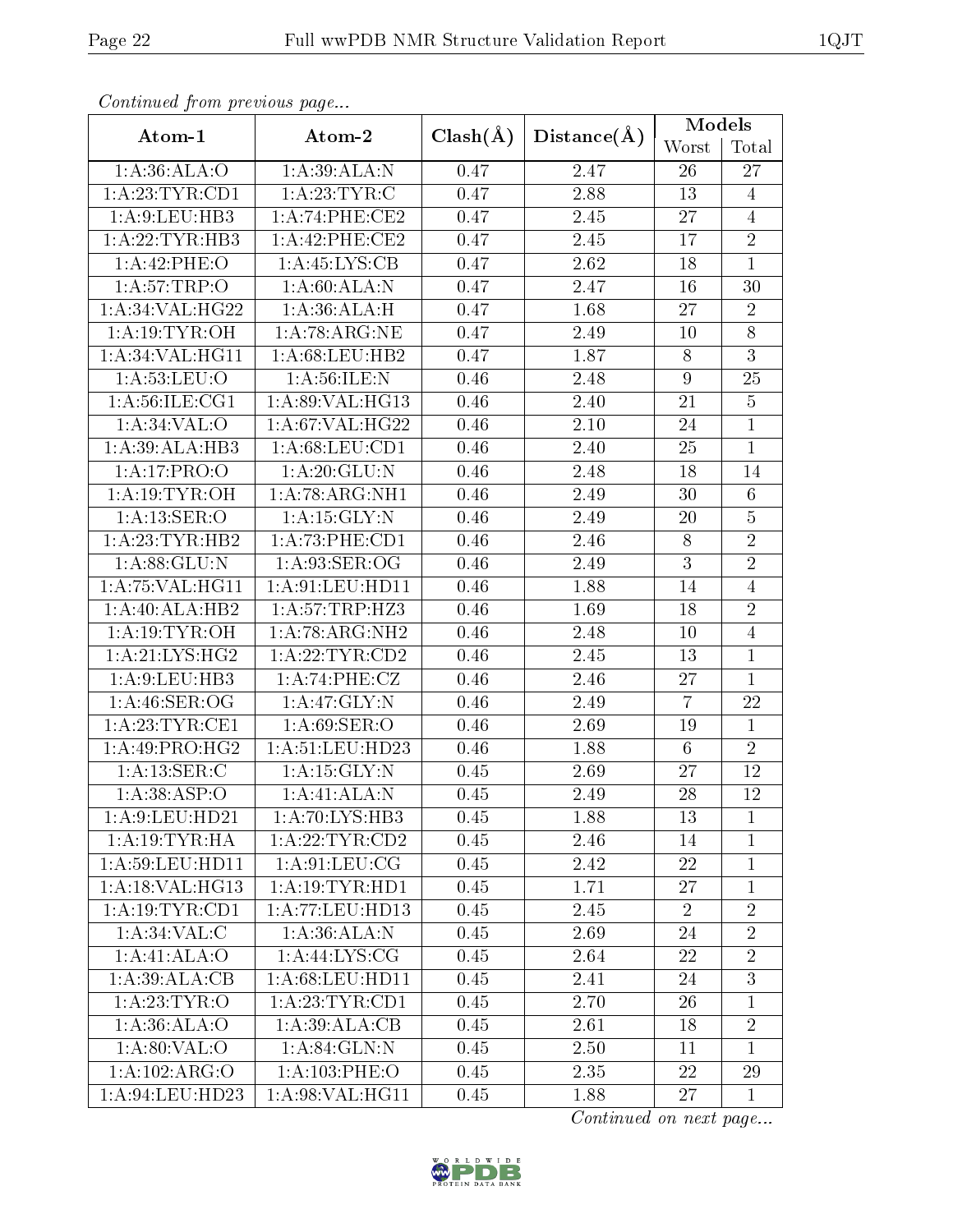*Continued from previous page...*

| Atom-1 | Atom-2 | Clash(Å) | Distance(Å) | Models | |
|---|---|---|---|---|---|
| | | | | Worst | Total |
| 1:A:36:ALA:O | 1:A:39:ALA:N | 0.47 | 2.47 | 26 | 27 |
| 1:A:23:TYR:CD1 | 1:A:23:TYR:C | 0.47 | 2.88 | 13 | 4 |
| 1:A:9:LEU:HB3 | 1:A:74:PHE:CE2 | 0.47 | 2.45 | 27 | 4 |
| 1:A:22:TYR:HB3 | 1:A:42:PHE:CE2 | 0.47 | 2.45 | 17 | 2 |
| 1:A:42:PHE:O | 1:A:45:LYS:CB | 0.47 | 2.62 | 18 | 1 |
| 1:A:57:TRP:O | 1:A:60:ALA:N | 0.47 | 2.47 | 16 | 30 |
| 1:A:34:VAL:HG22 | 1:A:36:ALA:H | 0.47 | 1.68 | 27 | 2 |
| 1:A:19:TYR:OH | 1:A:78:ARG:NE | 0.47 | 2.49 | 10 | 8 |
| 1:A:34:VAL:HG11 | 1:A:68:LEU:HB2 | 0.47 | 1.87 | 8 | 3 |
| 1:A:53:LEU:O | 1:A:56:ILE:N | 0.46 | 2.48 | 9 | 25 |
| 1:A:56:ILE:CG1 | 1:A:89:VAL:HG13 | 0.46 | 2.40 | 21 | 5 |
| 1:A:34:VAL:O | 1:A:67:VAL:HG22 | 0.46 | 2.10 | 24 | 1 |
| 1:A:39:ALA:HB3 | 1:A:68:LEU:CD1 | 0.46 | 2.40 | 25 | 1 |
| 1:A:17:PRO:O | 1:A:20:GLU:N | 0.46 | 2.48 | 18 | 14 |
| 1:A:19:TYR:OH | 1:A:78:ARG:NH1 | 0.46 | 2.49 | 30 | 6 |
| 1:A:13:SER:O | 1:A:15:GLY:N | 0.46 | 2.49 | 20 | 5 |
| 1:A:23:TYR:HB2 | 1:A:73:PHE:CD1 | 0.46 | 2.46 | 8 | 2 |
| 1:A:88:GLU:N | 1:A:93:SER:OG | 0.46 | 2.49 | 3 | 2 |
| 1:A:75:VAL:HG11 | 1:A:91:LEU:HD11 | 0.46 | 1.88 | 14 | 4 |
| 1:A:40:ALA:HB2 | 1:A:57:TRP:HZ3 | 0.46 | 1.69 | 18 | 2 |
| 1:A:19:TYR:OH | 1:A:78:ARG:NH2 | 0.46 | 2.48 | 10 | 4 |
| 1:A:21:LYS:HG2 | 1:A:22:TYR:CD2 | 0.46 | 2.45 | 13 | 1 |
| 1:A:9:LEU:HB3 | 1:A:74:PHE:CZ | 0.46 | 2.46 | 27 | 1 |
| 1:A:46:SER:OG | 1:A:47:GLY:N | 0.46 | 2.49 | 7 | 22 |
| 1:A:23:TYR:CE1 | 1:A:69:SER:O | 0.46 | 2.69 | 19 | 1 |
| 1:A:49:PRO:HG2 | 1:A:51:LEU:HD23 | 0.46 | 1.88 | 6 | 2 |
| 1:A:13:SER:C | 1:A:15:GLY:N | 0.45 | 2.69 | 27 | 12 |
| 1:A:38:ASP:O | 1:A:41:ALA:N | 0.45 | 2.49 | 28 | 12 |
| 1:A:9:LEU:HD21 | 1:A:70:LYS:HB3 | 0.45 | 1.88 | 13 | 1 |
| 1:A:19:TYR:HA | 1:A:22:TYR:CD2 | 0.45 | 2.46 | 14 | 1 |
| 1:A:59:LEU:HD11 | 1:A:91:LEU:CG | 0.45 | 2.42 | 22 | 1 |
| 1:A:18:VAL:HG13 | 1:A:19:TYR:HD1 | 0.45 | 1.71 | 27 | 1 |
| 1:A:19:TYR:CD1 | 1:A:77:LEU:HD13 | 0.45 | 2.45 | 2 | 2 |
| 1:A:34:VAL:C | 1:A:36:ALA:N | 0.45 | 2.69 | 24 | 2 |
| 1:A:41:ALA:O | 1:A:44:LYS:CG | 0.45 | 2.64 | 22 | 2 |
| 1:A:39:ALA:CB | 1:A:68:LEU:HD11 | 0.45 | 2.41 | 24 | 3 |
| 1:A:23:TYR:O | 1:A:23:TYR:CD1 | 0.45 | 2.70 | 26 | 1 |
| 1:A:36:ALA:O | 1:A:39:ALA:CB | 0.45 | 2.61 | 18 | 2 |
| 1:A:80:VAL:O | 1:A:84:GLN:N | 0.45 | 2.50 | 11 | 1 |
| 1:A:102:ARG:O | 1:A:103:PHE:O | 0.45 | 2.35 | 22 | 29 |
| 1:A:94:LEU:HD23 | 1:A:98:VAL:HG11 | 0.45 | 1.88 | 27 | 1 |

*Continued on next page...*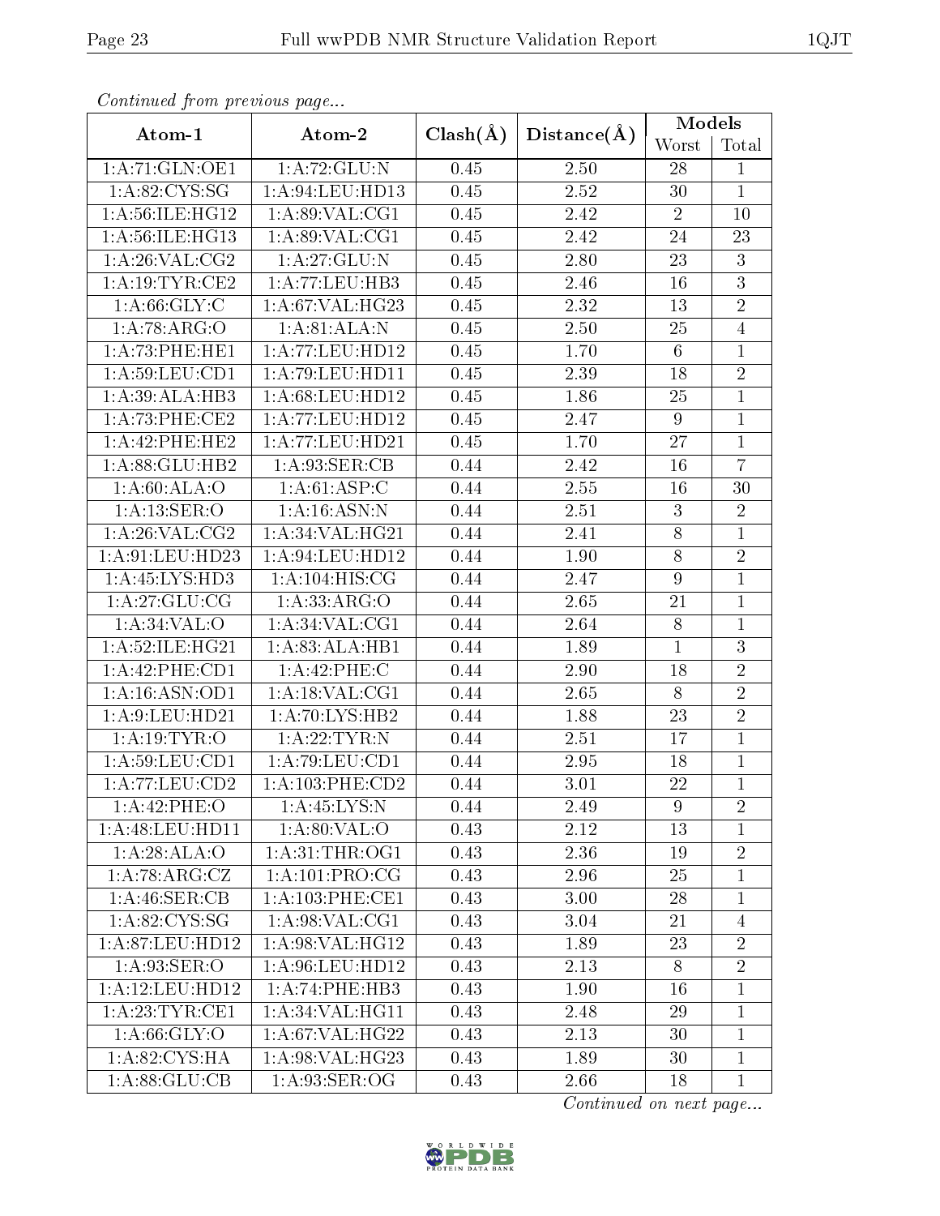*Continued from previous page...*

| Atom-1 | Atom-2 | Clash(Å) | Distance(Å) | Models | |
|---|---|---|---|---|---|
| | | | | Worst | Total |
| 1:A:71:GLN:OE1 | 1:A:72:GLU:N | 0.45 | 2.50 | 28 | 1 |
| 1:A:82:CYS:SG | 1:A:94:LEU:HD13 | 0.45 | 2.52 | 30 | 1 |
| 1:A:56:ILE:HG12 | 1:A:89:VAL:CG1 | 0.45 | 2.42 | 2 | 10 |
| 1:A:56:ILE:HG13 | 1:A:89:VAL:CG1 | 0.45 | 2.42 | 24 | 23 |
| 1:A:26:VAL:CG2 | 1:A:27:GLU:N | 0.45 | 2.80 | 23 | 3 |
| 1:A:19:TYR:CE2 | 1:A:77:LEU:HB3 | 0.45 | 2.46 | 16 | 3 |
| 1:A:66:GLY:C | 1:A:67:VAL:HG23 | 0.45 | 2.32 | 13 | 2 |
| 1:A:78:ARG:O | 1:A:81:ALA:N | 0.45 | 2.50 | 25 | 4 |
| 1:A:73:PHE:HE1 | 1:A:77:LEU:HD12 | 0.45 | 1.70 | 6 | 1 |
| 1:A:59:LEU:CD1 | 1:A:79:LEU:HD11 | 0.45 | 2.39 | 18 | 2 |
| 1:A:39:ALA:HB3 | 1:A:68:LEU:HD12 | 0.45 | 1.86 | 25 | 1 |
| 1:A:73:PHE:CE2 | 1:A:77:LEU:HD12 | 0.45 | 2.47 | 9 | 1 |
| 1:A:42:PHE:HE2 | 1:A:77:LEU:HD21 | 0.45 | 1.70 | 27 | 1 |
| 1:A:88:GLU:HB2 | 1:A:93:SER:CB | 0.44 | 2.42 | 16 | 7 |
| 1:A:60:ALA:O | 1:A:61:ASP:C | 0.44 | 2.55 | 16 | 30 |
| 1:A:13:SER:O | 1:A:16:ASN:N | 0.44 | 2.51 | 3 | 2 |
| 1:A:26:VAL:CG2 | 1:A:34:VAL:HG21 | 0.44 | 2.41 | 8 | 1 |
| 1:A:91:LEU:HD23 | 1:A:94:LEU:HD12 | 0.44 | 1.90 | 8 | 2 |
| 1:A:45:LYS:HD3 | 1:A:104:HIS:CG | 0.44 | 2.47 | 9 | 1 |
| 1:A:27:GLU:CG | 1:A:33:ARG:O | 0.44 | 2.65 | 21 | 1 |
| 1:A:34:VAL:O | 1:A:34:VAL:CG1 | 0.44 | 2.64 | 8 | 1 |
| 1:A:52:ILE:HG21 | 1:A:83:ALA:HB1 | 0.44 | 1.89 | 1 | 3 |
| 1:A:42:PHE:CD1 | 1:A:42:PHE:C | 0.44 | 2.90 | 18 | 2 |
| 1:A:16:ASN:OD1 | 1:A:18:VAL:CG1 | 0.44 | 2.65 | 8 | 2 |
| 1:A:9:LEU:HD21 | 1:A:70:LYS:HB2 | 0.44 | 1.88 | 23 | 2 |
| 1:A:19:TYR:O | 1:A:22:TYR:N | 0.44 | 2.51 | 17 | 1 |
| 1:A:59:LEU:CD1 | 1:A:79:LEU:CD1 | 0.44 | 2.95 | 18 | 1 |
| 1:A:77:LEU:CD2 | 1:A:103:PHE:CD2 | 0.44 | 3.01 | 22 | 1 |
| 1:A:42:PHE:O | 1:A:45:LYS:N | 0.44 | 2.49 | 9 | 2 |
| 1:A:48:LEU:HD11 | 1:A:80:VAL:O | 0.43 | 2.12 | 13 | 1 |
| 1:A:28:ALA:O | 1:A:31:THR:OG1 | 0.43 | 2.36 | 19 | 2 |
| 1:A:78:ARG:CZ | 1:A:101:PRO:CG | 0.43 | 2.96 | 25 | 1 |
| 1:A:46:SER:CB | 1:A:103:PHE:CE1 | 0.43 | 3.00 | 28 | 1 |
| 1:A:82:CYS:SG | 1:A:98:VAL:CG1 | 0.43 | 3.04 | 21 | 4 |
| 1:A:87:LEU:HD12 | 1:A:98:VAL:HG12 | 0.43 | 1.89 | 23 | 2 |
| 1:A:93:SER:O | 1:A:96:LEU:HD12 | 0.43 | 2.13 | 8 | 2 |
| 1:A:12:LEU:HD12 | 1:A:74:PHE:HB3 | 0.43 | 1.90 | 16 | 1 |
| 1:A:23:TYR:CE1 | 1:A:34:VAL:HG11 | 0.43 | 2.48 | 29 | 1 |
| 1:A:66:GLY:O | 1:A:67:VAL:HG22 | 0.43 | 2.13 | 30 | 1 |
| 1:A:82:CYS:HA | 1:A:98:VAL:HG23 | 0.43 | 1.89 | 30 | 1 |
| 1:A:88:GLU:CB | 1:A:93:SER:OG | 0.43 | 2.66 | 18 | 1 |

*Continued on next page...*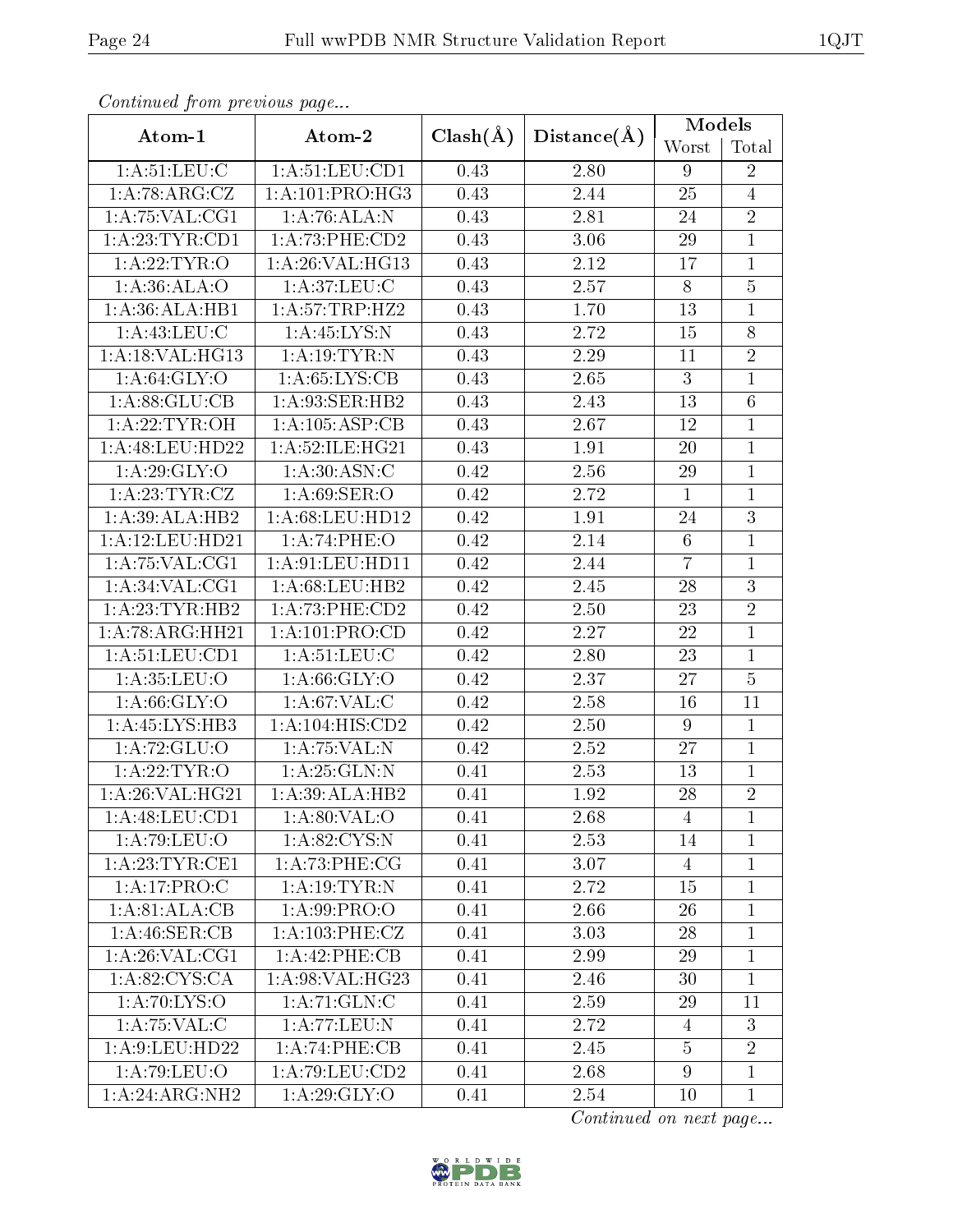*Continued from previous page...*

| Atom-1 | Atom-2 | Clash(Å) | Distance(Å) | Models | |
|---|---|---|---|---|---|
| | | | | Worst | Total |
| 1:A:51:LEU:C | 1:A:51:LEU:CD1 | 0.43 | 2.80 | 9 | 2 |
| 1:A:78:ARG:CZ | 1:A:101:PRO:HG3 | 0.43 | 2.44 | 25 | 4 |
| 1:A:75:VAL:CG1 | 1:A:76:ALA:N | 0.43 | 2.81 | 24 | 2 |
| 1:A:23:TYR:CD1 | 1:A:73:PHE:CD2 | 0.43 | 3.06 | 29 | 1 |
| 1:A:22:TYR:O | 1:A:26:VAL:HG13 | 0.43 | 2.12 | 17 | 1 |
| 1:A:36:ALA:O | 1:A:37:LEU:C | 0.43 | 2.57 | 8 | 5 |
| 1:A:36:ALA:HB1 | 1:A:57:TRP:HZ2 | 0.43 | 1.70 | 13 | 1 |
| 1:A:43:LEU:C | 1:A:45:LYS:N | 0.43 | 2.72 | 15 | 8 |
| 1:A:18:VAL:HG13 | 1:A:19:TYR:N | 0.43 | 2.29 | 11 | 2 |
| 1:A:64:GLY:O | 1:A:65:LYS:CB | 0.43 | 2.65 | 3 | 1 |
| 1:A:88:GLU:CB | 1:A:93:SER:HB2 | 0.43 | 2.43 | 13 | 6 |
| 1:A:22:TYR:OH | 1:A:105:ASP:CB | 0.43 | 2.67 | 12 | 1 |
| 1:A:48:LEU:HD22 | 1:A:52:ILE:HG21 | 0.43 | 1.91 | 20 | 1 |
| 1:A:29:GLY:O | 1:A:30:ASN:C | 0.42 | 2.56 | 29 | 1 |
| 1:A:23:TYR:CZ | 1:A:69:SER:O | 0.42 | 2.72 | 1 | 1 |
| 1:A:39:ALA:HB2 | 1:A:68:LEU:HD12 | 0.42 | 1.91 | 24 | 3 |
| 1:A:12:LEU:HD21 | 1:A:74:PHE:O | 0.42 | 2.14 | 6 | 1 |
| 1:A:75:VAL:CG1 | 1:A:91:LEU:HD11 | 0.42 | 2.44 | 7 | 1 |
| 1:A:34:VAL:CG1 | 1:A:68:LEU:HB2 | 0.42 | 2.45 | 28 | 3 |
| 1:A:23:TYR:HB2 | 1:A:73:PHE:CD2 | 0.42 | 2.50 | 23 | 2 |
| 1:A:78:ARG:HH21 | 1:A:101:PRO:CD | 0.42 | 2.27 | 22 | 1 |
| 1:A:51:LEU:CD1 | 1:A:51:LEU:C | 0.42 | 2.80 | 23 | 1 |
| 1:A:35:LEU:O | 1:A:66:GLY:O | 0.42 | 2.37 | 27 | 5 |
| 1:A:66:GLY:O | 1:A:67:VAL:C | 0.42 | 2.58 | 16 | 11 |
| 1:A:45:LYS:HB3 | 1:A:104:HIS:CD2 | 0.42 | 2.50 | 9 | 1 |
| 1:A:72:GLU:O | 1:A:75:VAL:N | 0.42 | 2.52 | 27 | 1 |
| 1:A:22:TYR:O | 1:A:25:GLN:N | 0.41 | 2.53 | 13 | 1 |
| 1:A:26:VAL:HG21 | 1:A:39:ALA:HB2 | 0.41 | 1.92 | 28 | 2 |
| 1:A:48:LEU:CD1 | 1:A:80:VAL:O | 0.41 | 2.68 | 4 | 1 |
| 1:A:79:LEU:O | 1:A:82:CYS:N | 0.41 | 2.53 | 14 | 1 |
| 1:A:23:TYR:CE1 | 1:A:73:PHE:CG | 0.41 | 3.07 | 4 | 1 |
| 1:A:17:PRO:C | 1:A:19:TYR:N | 0.41 | 2.72 | 15 | 1 |
| 1:A:81:ALA:CB | 1:A:99:PRO:O | 0.41 | 2.66 | 26 | 1 |
| 1:A:46:SER:CB | 1:A:103:PHE:CZ | 0.41 | 3.03 | 28 | 1 |
| 1:A:26:VAL:CG1 | 1:A:42:PHE:CB | 0.41 | 2.99 | 29 | 1 |
| 1:A:82:CYS:CA | 1:A:98:VAL:HG23 | 0.41 | 2.46 | 30 | 1 |
| 1:A:70:LYS:O | 1:A:71:GLN:C | 0.41 | 2.59 | 29 | 11 |
| 1:A:75:VAL:C | 1:A:77:LEU:N | 0.41 | 2.72 | 4 | 3 |
| 1:A:9:LEU:HD22 | 1:A:74:PHE:CB | 0.41 | 2.45 | 5 | 2 |
| 1:A:79:LEU:O | 1:A:79:LEU:CD2 | 0.41 | 2.68 | 9 | 1 |
| 1:A:24:ARG:NH2 | 1:A:29:GLY:O | 0.41 | 2.54 | 10 | 1 |

*Continued on next page...*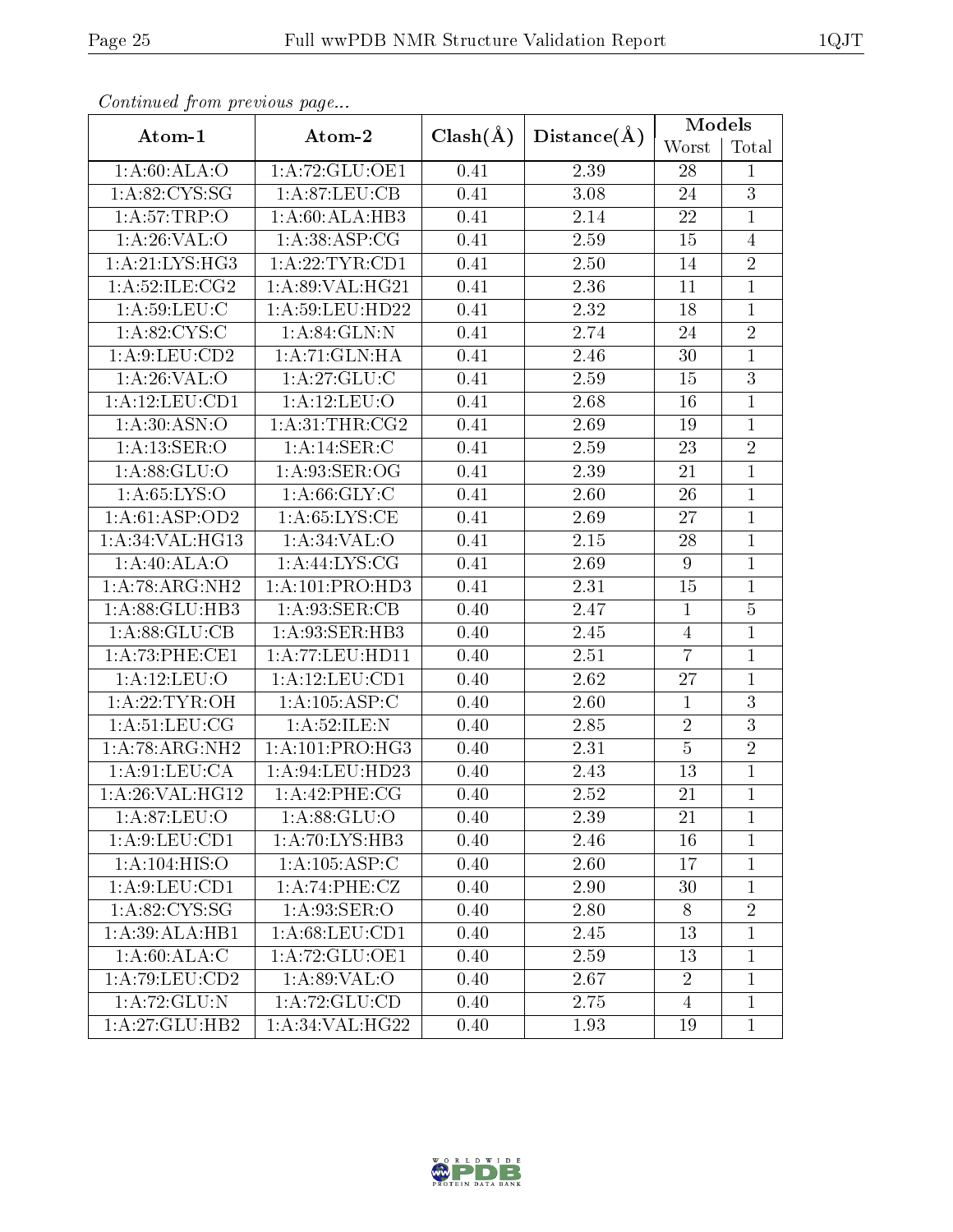*Continued from previous page...*

| Atom-1 | Atom-2 | Clash(Å) | Distance(Å) | Models | |
|---|---|---|---|---|---|
| | | | | Worst | Total |
| 1:A:60:ALA:O | 1:A:72:GLU:OE1 | 0.41 | 2.39 | 28 | 1 |
| 1:A:82:CYS:SG | 1:A:87:LEU:CB | 0.41 | 3.08 | 24 | 3 |
| 1:A:57:TRP:O | 1:A:60:ALA:HB3 | 0.41 | 2.14 | 22 | 1 |
| 1:A:26:VAL:O | 1:A:38:ASP:CG | 0.41 | 2.59 | 15 | 4 |
| 1:A:21:LYS:HG3 | 1:A:22:TYR:CD1 | 0.41 | 2.50 | 14 | 2 |
| 1:A:52:ILE:CG2 | 1:A:89:VAL:HG21 | 0.41 | 2.36 | 11 | 1 |
| 1:A:59:LEU:C | 1:A:59:LEU:HD22 | 0.41 | 2.32 | 18 | 1 |
| 1:A:82:CYS:C | 1:A:84:GLN:N | 0.41 | 2.74 | 24 | 2 |
| 1:A:9:LEU:CD2 | 1:A:71:GLN:HA | 0.41 | 2.46 | 30 | 1 |
| 1:A:26:VAL:O | 1:A:27:GLU:C | 0.41 | 2.59 | 15 | 3 |
| 1:A:12:LEU:CD1 | 1:A:12:LEU:O | 0.41 | 2.68 | 16 | 1 |
| 1:A:30:ASN:O | 1:A:31:THR:CG2 | 0.41 | 2.69 | 19 | 1 |
| 1:A:13:SER:O | 1:A:14:SER:C | 0.41 | 2.59 | 23 | 2 |
| 1:A:88:GLU:O | 1:A:93:SER:OG | 0.41 | 2.39 | 21 | 1 |
| 1:A:65:LYS:O | 1:A:66:GLY:C | 0.41 | 2.60 | 26 | 1 |
| 1:A:61:ASP:OD2 | 1:A:65:LYS:CE | 0.41 | 2.69 | 27 | 1 |
| 1:A:34:VAL:HG13 | 1:A:34:VAL:O | 0.41 | 2.15 | 28 | 1 |
| 1:A:40:ALA:O | 1:A:44:LYS:CG | 0.41 | 2.69 | 9 | 1 |
| 1:A:78:ARG:NH2 | 1:A:101:PRO:HD3 | 0.41 | 2.31 | 15 | 1 |
| 1:A:88:GLU:HB3 | 1:A:93:SER:CB | 0.40 | 2.47 | 1 | 5 |
| 1:A:88:GLU:CB | 1:A:93:SER:HB3 | 0.40 | 2.45 | 4 | 1 |
| 1:A:73:PHE:CE1 | 1:A:77:LEU:HD11 | 0.40 | 2.51 | 7 | 1 |
| 1:A:12:LEU:O | 1:A:12:LEU:CD1 | 0.40 | 2.62 | 27 | 1 |
| 1:A:22:TYR:OH | 1:A:105:ASP:C | 0.40 | 2.60 | 1 | 3 |
| 1:A:51:LEU:CG | 1:A:52:ILE:N | 0.40 | 2.85 | 2 | 3 |
| 1:A:78:ARG:NH2 | 1:A:101:PRO:HG3 | 0.40 | 2.31 | 5 | 2 |
| 1:A:91:LEU:CA | 1:A:94:LEU:HD23 | 0.40 | 2.43 | 13 | 1 |
| 1:A:26:VAL:HG12 | 1:A:42:PHE:CG | 0.40 | 2.52 | 21 | 1 |
| 1:A:87:LEU:O | 1:A:88:GLU:O | 0.40 | 2.39 | 21 | 1 |
| 1:A:9:LEU:CD1 | 1:A:70:LYS:HB3 | 0.40 | 2.46 | 16 | 1 |
| 1:A:104:HIS:O | 1:A:105:ASP:C | 0.40 | 2.60 | 17 | 1 |
| 1:A:9:LEU:CD1 | 1:A:74:PHE:CZ | 0.40 | 2.90 | 30 | 1 |
| 1:A:82:CYS:SG | 1:A:93:SER:O | 0.40 | 2.80 | 8 | 2 |
| 1:A:39:ALA:HB1 | 1:A:68:LEU:CD1 | 0.40 | 2.45 | 13 | 1 |
| 1:A:60:ALA:C | 1:A:72:GLU:OE1 | 0.40 | 2.59 | 13 | 1 |
| 1:A:79:LEU:CD2 | 1:A:89:VAL:O | 0.40 | 2.67 | 2 | 1 |
| 1:A:72:GLU:N | 1:A:72:GLU:CD | 0.40 | 2.75 | 4 | 1 |
| 1:A:27:GLU:HB2 | 1:A:34:VAL:HG22 | 0.40 | 1.93 | 19 | 1 |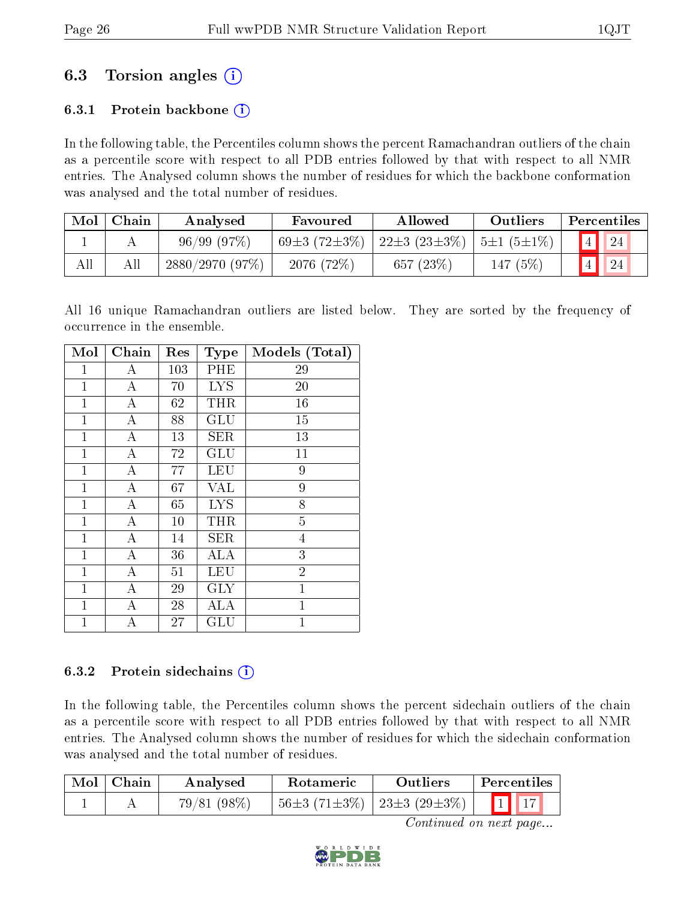## 6.3 Torsion angles (i)

### 6.3.1 Protein backbone (i)

In the following table, the Percentiles column shows the percent Ramachandran outliers of the chain as a percentile score with respect to all PDB entries followed by that with respect to all NMR entries. The Analysed column shows the number of residues for which the backbone conformation was analysed and the total number of residues.

| Mol | Chain | Analysed | Favoured | Allowed | Outliers | Percentiles | |
|---|---|---|---|---|---|---|---|
| 1 | A | 96/99 (97%) | 69±3 (72±3%) | 22±3 (23±3%) | 5±1 (5±1%) | 4 | 24 |
| All | All | 2880/2970 (97%) | 2076 (72%) | 657 (23%) | 147 (5%) | 4 | 24 |

All 16 unique Ramachandran outliers are listed below. They are sorted by the frequency of occurrence in the ensemble.

| Mol | Chain | Res | Type | Models (Total) |
|---|---|---|---|---|
| 1 | A | 103 | PHE | 29 |
| 1 | A | 70 | LYS | 20 |
| 1 | A | 62 | THR | 16 |
| 1 | A | 88 | GLU | 15 |
| 1 | A | 13 | SER | 13 |
| 1 | A | 72 | GLU | 11 |
| 1 | A | 77 | LEU | 9 |
| 1 | A | 67 | VAL | 9 |
| 1 | A | 65 | LYS | 8 |
| 1 | A | 10 | THR | 5 |
| 1 | A | 14 | SER | 4 |
| 1 | A | 36 | ALA | 3 |
| 1 | A | 51 | LEU | 2 |
| 1 | A | 29 | GLY | 1 |
| 1 | A | 28 | ALA | 1 |
| 1 | A | 27 | GLU | 1 |

### 6.3.2 Protein sidechains (i)

In the following table, the Percentiles column shows the percent sidechain outliers of the chain as a percentile score with respect to all PDB entries followed by that with respect to all NMR entries. The Analysed column shows the number of residues for which the sidechain conformation was analysed and the total number of residues.

| Mol | Chain | Analysed | Rotameric | Outliers | Percentiles | |
|---|---|---|---|---|---|---|
| 1 | A | 79/81 (98%) | 56±3 (71±3%) | 23±3 (29±3%) | 1 | 17 |

*Continued on next page...*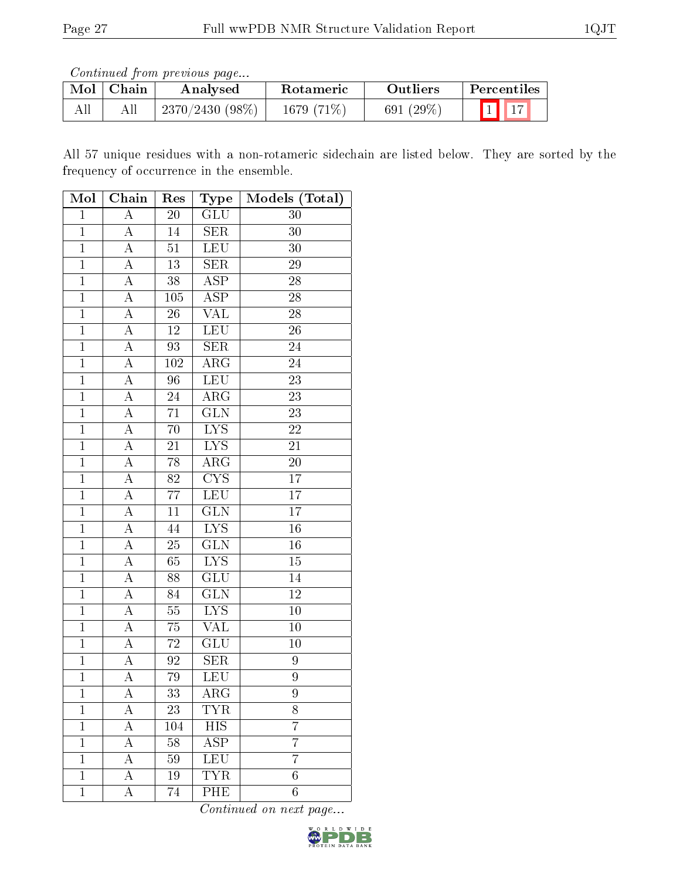*Continued from previous page...*

| Mol | Chain | Analysed | Rotameric | Outliers | Percentiles | |
|---|---|---|---|---|---|---|
| All | All | 2370/2430 (98%) | 1679 (71%) | 691 (29%) | 1 | 17 |

All 57 unique residues with a non-rotameric sidechain are listed below. They are sorted by the frequency of occurrence in the ensemble.

| Mol | Chain | Res | Type | Models (Total) |
|---|---|---|---|---|
| 1 | A | 20 | GLU | 30 |
| 1 | A | 14 | SER | 30 |
| 1 | A | 51 | LEU | 30 |
| 1 | A | 13 | SER | 29 |
| 1 | A | 38 | ASP | 28 |
| 1 | A | 105 | ASP | 28 |
| 1 | A | 26 | VAL | 28 |
| 1 | A | 12 | LEU | 26 |
| 1 | A | 93 | SER | 24 |
| 1 | A | 102 | ARG | 24 |
| 1 | A | 96 | LEU | 23 |
| 1 | A | 24 | ARG | 23 |
| 1 | A | 71 | GLN | 23 |
| 1 | A | 70 | LYS | 22 |
| 1 | A | 21 | LYS | 21 |
| 1 | A | 78 | ARG | 20 |
| 1 | A | 82 | CYS | 17 |
| 1 | A | 77 | LEU | 17 |
| 1 | A | 11 | GLN | 17 |
| 1 | A | 44 | LYS | 16 |
| 1 | A | 25 | GLN | 16 |
| 1 | A | 65 | LYS | 15 |
| 1 | A | 88 | GLU | 14 |
| 1 | A | 84 | GLN | 12 |
| 1 | A | 55 | LYS | 10 |
| 1 | A | 75 | VAL | 10 |
| 1 | A | 72 | GLU | 10 |
| 1 | A | 92 | SER | 9 |
| 1 | A | 79 | LEU | 9 |
| 1 | A | 33 | ARG | 9 |
| 1 | A | 23 | TYR | 8 |
| 1 | A | 104 | HIS | 7 |
| 1 | A | 58 | ASP | 7 |
| 1 | A | 59 | LEU | 7 |
| 1 | A | 19 | TYR | 6 |
| 1 | A | 74 | PHE | 6 |

*Continued on next page...*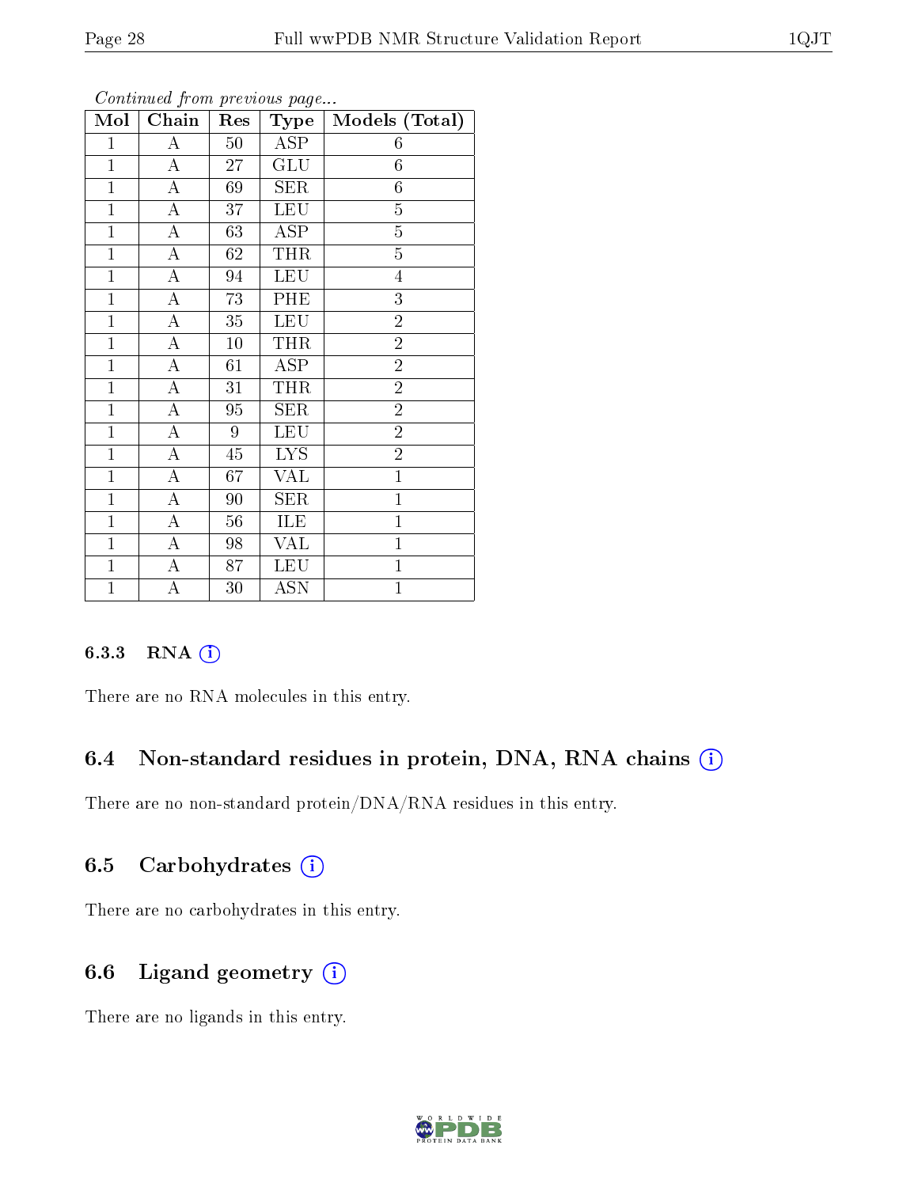*Continued from previous page...*

| Mol | Chain | Res | Type | Models (Total) |
|---|---|---|---|---|
| 1 | A | 50 | ASP | 6 |
| 1 | A | 27 | GLU | 6 |
| 1 | A | 69 | SER | 6 |
| 1 | A | 37 | LEU | 5 |
| 1 | A | 63 | ASP | 5 |
| 1 | A | 62 | THR | 5 |
| 1 | A | 94 | LEU | 4 |
| 1 | A | 73 | PHE | 3 |
| 1 | A | 35 | LEU | 2 |
| 1 | A | 10 | THR | 2 |
| 1 | A | 61 | ASP | 2 |
| 1 | A | 31 | THR | 2 |
| 1 | A | 95 | SER | 2 |
| 1 | A | 9 | LEU | 2 |
| 1 | A | 45 | LYS | 2 |
| 1 | A | 67 | VAL | 1 |
| 1 | A | 90 | SER | 1 |
| 1 | A | 56 | ILE | 1 |
| 1 | A | 98 | VAL | 1 |
| 1 | A | 87 | LEU | 1 |
| 1 | A | 30 | ASN | 1 |

#### 6.3.3 RNA

There are no RNA molecules in this entry.

### 6.4 Non-standard residues in protein, DNA, RNA chains

There are no non-standard protein/DNA/RNA residues in this entry.

### 6.5 Carbohydrates

There are no carbohydrates in this entry.

### 6.6 Ligand geometry

There are no ligands in this entry.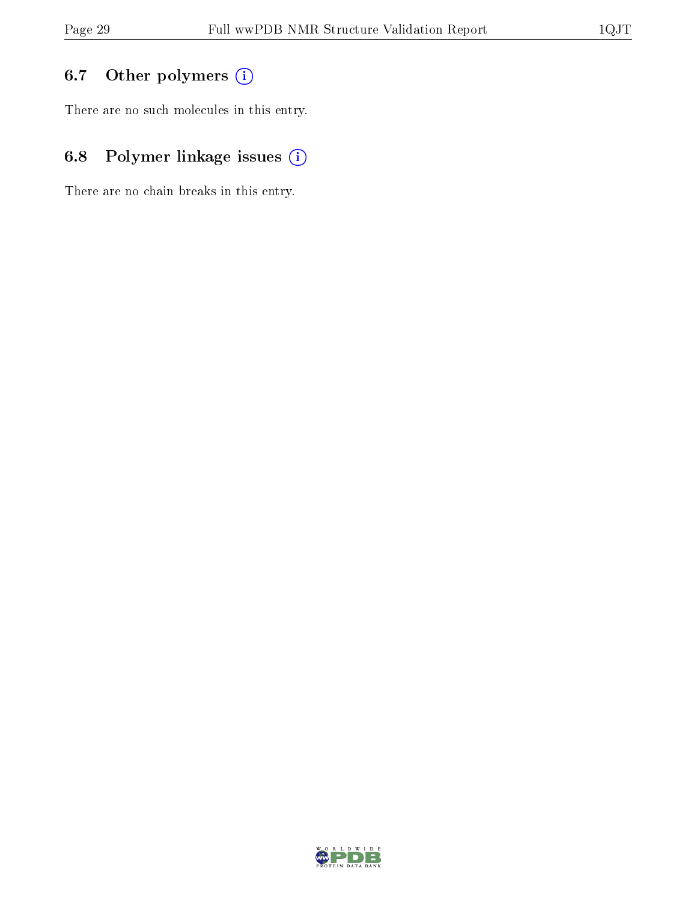### 6.7 Other polymers

There are no such molecules in this entry.

### 6.8 Polymer linkage issues

There are no chain breaks in this entry.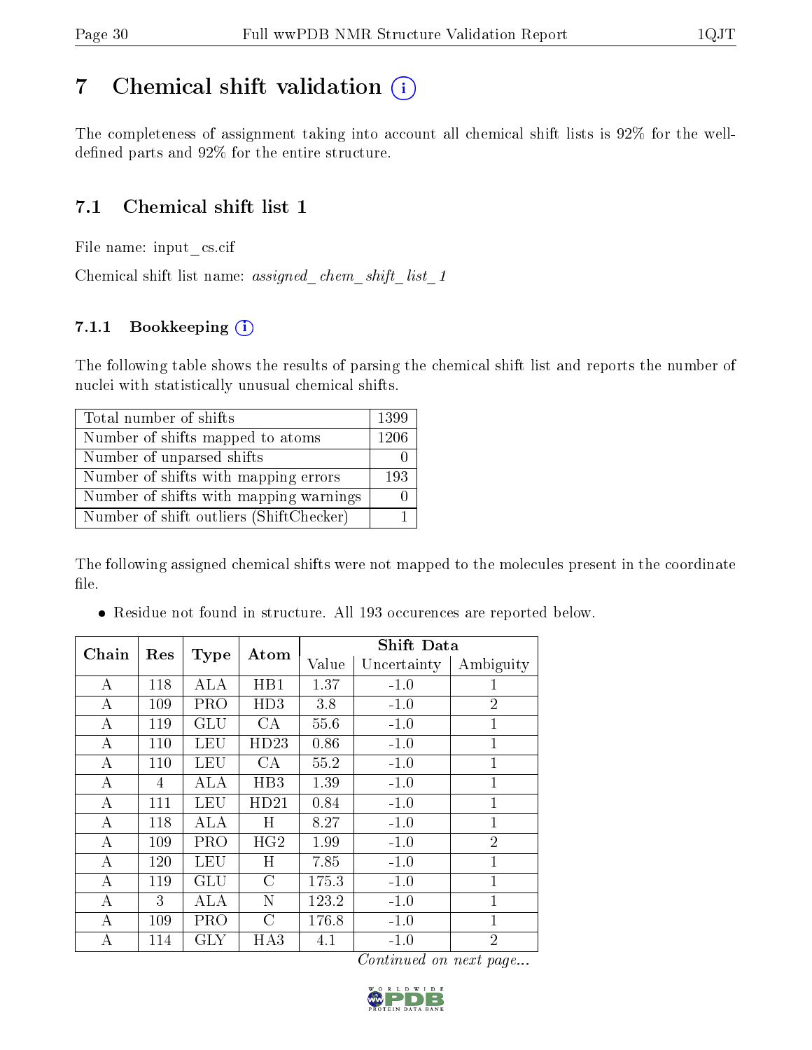# 7 Chemical shift validation (i)

The completeness of assignment taking into account all chemical shift lists is 92% for the well-defined parts and 92% for the entire structure.

## 7.1 Chemical shift list 1

File name: input_cs.cif

Chemical shift list name: *assigned_chem_shift_list_1*

### 7.1.1 Bookkeeping (i)

The following table shows the results of parsing the chemical shift list and reports the number of nuclei with statistically unusual chemical shifts.

| Total number of shifts | 1399 |
|---|---|
| Number of shifts mapped to atoms | 1206 |
| Number of unparsed shifts | 0 |
| Number of shifts with mapping errors | 193 |
| Number of shifts with mapping warnings | 0 |
| Number of shift outliers (ShiftChecker) | 1 |

The following assigned chemical shifts were not mapped to the molecules present in the coordinate file.

- Residue not found in structure. All 193 occurences are reported below.

| Chain | Res | Type | Atom | Shift Data | | |
|---|---|---|---|---|---|---|
| | | | | Value | Uncertainty | Ambiguity |
| A | 118 | ALA | HB1 | 1.37 | -1.0 | 1 |
| A | 109 | PRO | HD3 | 3.8 | -1.0 | 2 |
| A | 119 | GLU | CA | 55.6 | -1.0 | 1 |
| A | 110 | LEU | HD23 | 0.86 | -1.0 | 1 |
| A | 110 | LEU | CA | 55.2 | -1.0 | 1 |
| A | 4 | ALA | HB3 | 1.39 | -1.0 | 1 |
| A | 111 | LEU | HD21 | 0.84 | -1.0 | 1 |
| A | 118 | ALA | H | 8.27 | -1.0 | 1 |
| A | 109 | PRO | HG2 | 1.99 | -1.0 | 2 |
| A | 120 | LEU | H | 7.85 | -1.0 | 1 |
| A | 119 | GLU | C | 175.3 | -1.0 | 1 |
| A | 3 | ALA | N | 123.2 | -1.0 | 1 |
| A | 109 | PRO | C | 176.8 | -1.0 | 1 |
| A | 114 | GLY | HA3 | 4.1 | -1.0 | 2 |

*Continued on next page...*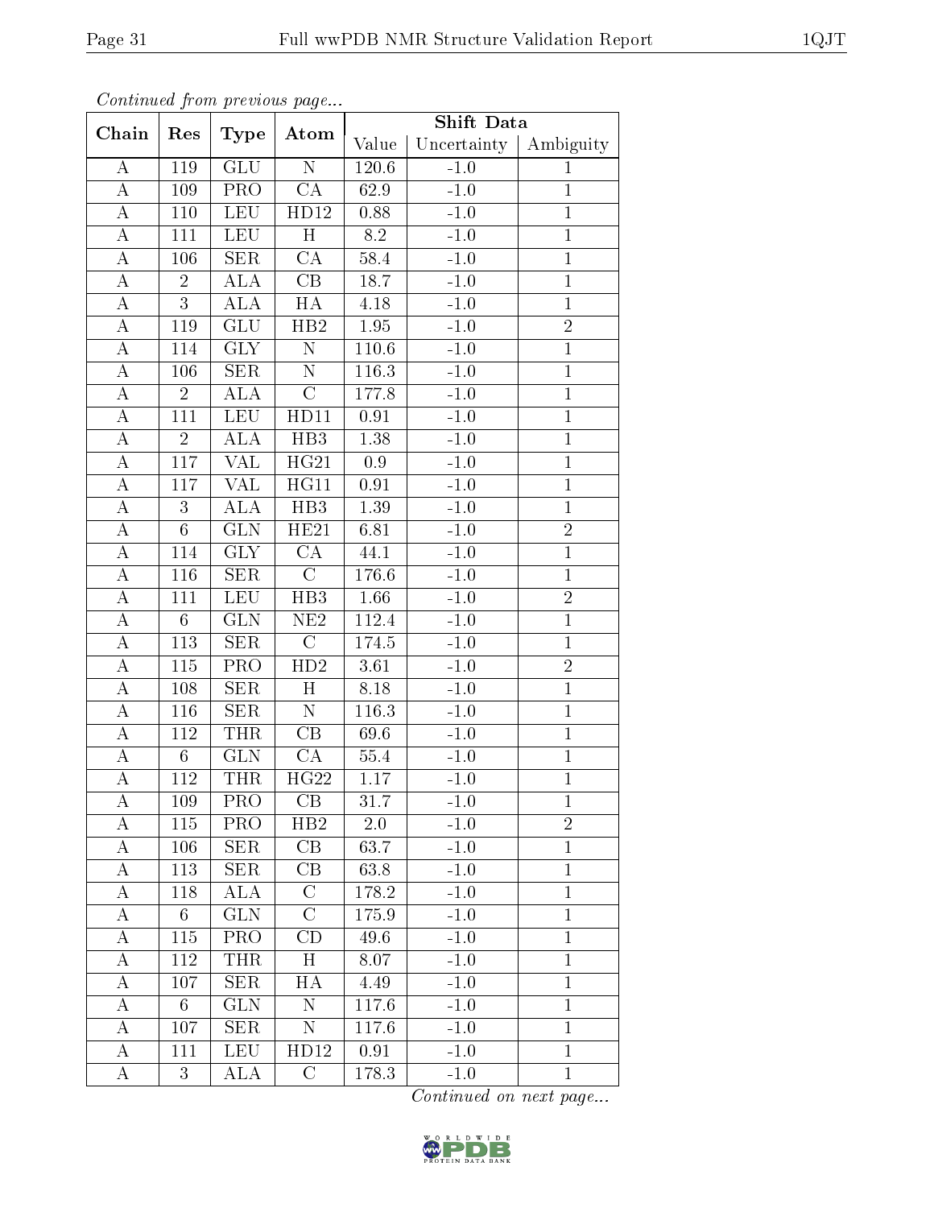*Continued from previous page...*

| Chain | Res | Type | Atom | Shift Data | | |
|---|---|---|---|---|---|---|
| | | | | Value | Uncertainty | Ambiguity |
| A | 119 | GLU | N | 120.6 | -1.0 | 1 |
| A | 109 | PRO | CA | 62.9 | -1.0 | 1 |
| A | 110 | LEU | HD12 | 0.88 | -1.0 | 1 |
| A | 111 | LEU | H | 8.2 | -1.0 | 1 |
| A | 106 | SER | CA | 58.4 | -1.0 | 1 |
| A | 2 | ALA | CB | 18.7 | -1.0 | 1 |
| A | 3 | ALA | HA | 4.18 | -1.0 | 1 |
| A | 119 | GLU | HB2 | 1.95 | -1.0 | 2 |
| A | 114 | GLY | N | 110.6 | -1.0 | 1 |
| A | 106 | SER | N | 116.3 | -1.0 | 1 |
| A | 2 | ALA | C | 177.8 | -1.0 | 1 |
| A | 111 | LEU | HD11 | 0.91 | -1.0 | 1 |
| A | 2 | ALA | HB3 | 1.38 | -1.0 | 1 |
| A | 117 | VAL | HG21 | 0.9 | -1.0 | 1 |
| A | 117 | VAL | HG11 | 0.91 | -1.0 | 1 |
| A | 3 | ALA | HB3 | 1.39 | -1.0 | 1 |
| A | 6 | GLN | HE21 | 6.81 | -1.0 | 2 |
| A | 114 | GLY | CA | 44.1 | -1.0 | 1 |
| A | 116 | SER | C | 176.6 | -1.0 | 1 |
| A | 111 | LEU | HB3 | 1.66 | -1.0 | 2 |
| A | 6 | GLN | NE2 | 112.4 | -1.0 | 1 |
| A | 113 | SER | C | 174.5 | -1.0 | 1 |
| A | 115 | PRO | HD2 | 3.61 | -1.0 | 2 |
| A | 108 | SER | H | 8.18 | -1.0 | 1 |
| A | 116 | SER | N | 116.3 | -1.0 | 1 |
| A | 112 | THR | CB | 69.6 | -1.0 | 1 |
| A | 6 | GLN | CA | 55.4 | -1.0 | 1 |
| A | 112 | THR | HG22 | 1.17 | -1.0 | 1 |
| A | 109 | PRO | CB | 31.7 | -1.0 | 1 |
| A | 115 | PRO | HB2 | 2.0 | -1.0 | 2 |
| A | 106 | SER | CB | 63.7 | -1.0 | 1 |
| A | 113 | SER | CB | 63.8 | -1.0 | 1 |
| A | 118 | ALA | C | 178.2 | -1.0 | 1 |
| A | 6 | GLN | C | 175.9 | -1.0 | 1 |
| A | 115 | PRO | CD | 49.6 | -1.0 | 1 |
| A | 112 | THR | H | 8.07 | -1.0 | 1 |
| A | 107 | SER | HA | 4.49 | -1.0 | 1 |
| A | 6 | GLN | N | 117.6 | -1.0 | 1 |
| A | 107 | SER | N | 117.6 | -1.0 | 1 |
| A | 111 | LEU | HD12 | 0.91 | -1.0 | 1 |
| A | 3 | ALA | C | 178.3 | -1.0 | 1 |

*Continued on next page...*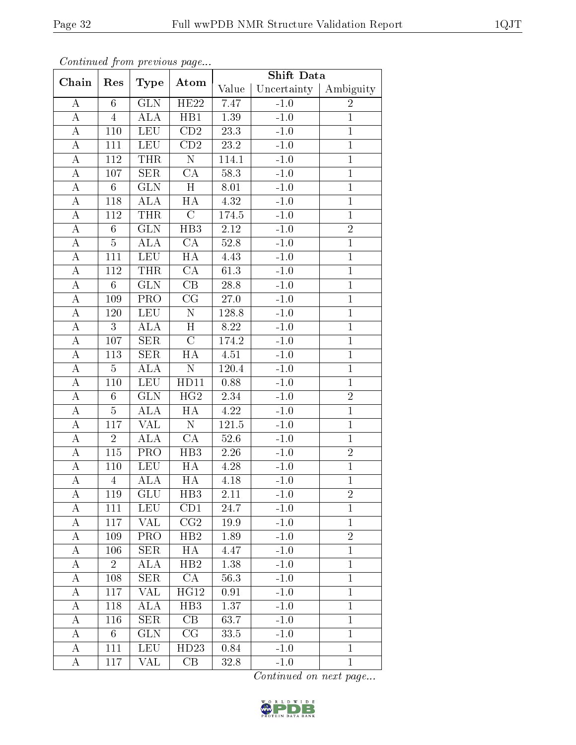*Continued from previous page...*

| Chain | Res | Type | Atom | Shift Data | | |
|---|---|---|---|---|---|---|
| | | | | Value | Uncertainty | Ambiguity |
| A | 6 | GLN | HE22 | 7.47 | -1.0 | 2 |
| A | 4 | ALA | HB1 | 1.39 | -1.0 | 1 |
| A | 110 | LEU | CD2 | 23.3 | -1.0 | 1 |
| A | 111 | LEU | CD2 | 23.2 | -1.0 | 1 |
| A | 112 | THR | N | 114.1 | -1.0 | 1 |
| A | 107 | SER | CA | 58.3 | -1.0 | 1 |
| A | 6 | GLN | H | 8.01 | -1.0 | 1 |
| A | 118 | ALA | HA | 4.32 | -1.0 | 1 |
| A | 112 | THR | C | 174.5 | -1.0 | 1 |
| A | 6 | GLN | HB3 | 2.12 | -1.0 | 2 |
| A | 5 | ALA | CA | 52.8 | -1.0 | 1 |
| A | 111 | LEU | HA | 4.43 | -1.0 | 1 |
| A | 112 | THR | CA | 61.3 | -1.0 | 1 |
| A | 6 | GLN | CB | 28.8 | -1.0 | 1 |
| A | 109 | PRO | CG | 27.0 | -1.0 | 1 |
| A | 120 | LEU | N | 128.8 | -1.0 | 1 |
| A | 3 | ALA | H | 8.22 | -1.0 | 1 |
| A | 107 | SER | C | 174.2 | -1.0 | 1 |
| A | 113 | SER | HA | 4.51 | -1.0 | 1 |
| A | 5 | ALA | N | 120.4 | -1.0 | 1 |
| A | 110 | LEU | HD11 | 0.88 | -1.0 | 1 |
| A | 6 | GLN | HG2 | 2.34 | -1.0 | 2 |
| A | 5 | ALA | HA | 4.22 | -1.0 | 1 |
| A | 117 | VAL | N | 121.5 | -1.0 | 1 |
| A | 2 | ALA | CA | 52.6 | -1.0 | 1 |
| A | 115 | PRO | HB3 | 2.26 | -1.0 | 2 |
| A | 110 | LEU | HA | 4.28 | -1.0 | 1 |
| A | 4 | ALA | HA | 4.18 | -1.0 | 1 |
| A | 119 | GLU | HB3 | 2.11 | -1.0 | 2 |
| A | 111 | LEU | CD1 | 24.7 | -1.0 | 1 |
| A | 117 | VAL | CG2 | 19.9 | -1.0 | 1 |
| A | 109 | PRO | HB2 | 1.89 | -1.0 | 2 |
| A | 106 | SER | HA | 4.47 | -1.0 | 1 |
| A | 2 | ALA | HB2 | 1.38 | -1.0 | 1 |
| A | 108 | SER | CA | 56.3 | -1.0 | 1 |
| A | 117 | VAL | HG12 | 0.91 | -1.0 | 1 |
| A | 118 | ALA | HB3 | 1.37 | -1.0 | 1 |
| A | 116 | SER | CB | 63.7 | -1.0 | 1 |
| A | 6 | GLN | CG | 33.5 | -1.0 | 1 |
| A | 111 | LEU | HD23 | 0.84 | -1.0 | 1 |
| A | 117 | VAL | CB | 32.8 | -1.0 | 1 |

*Continued on next page...*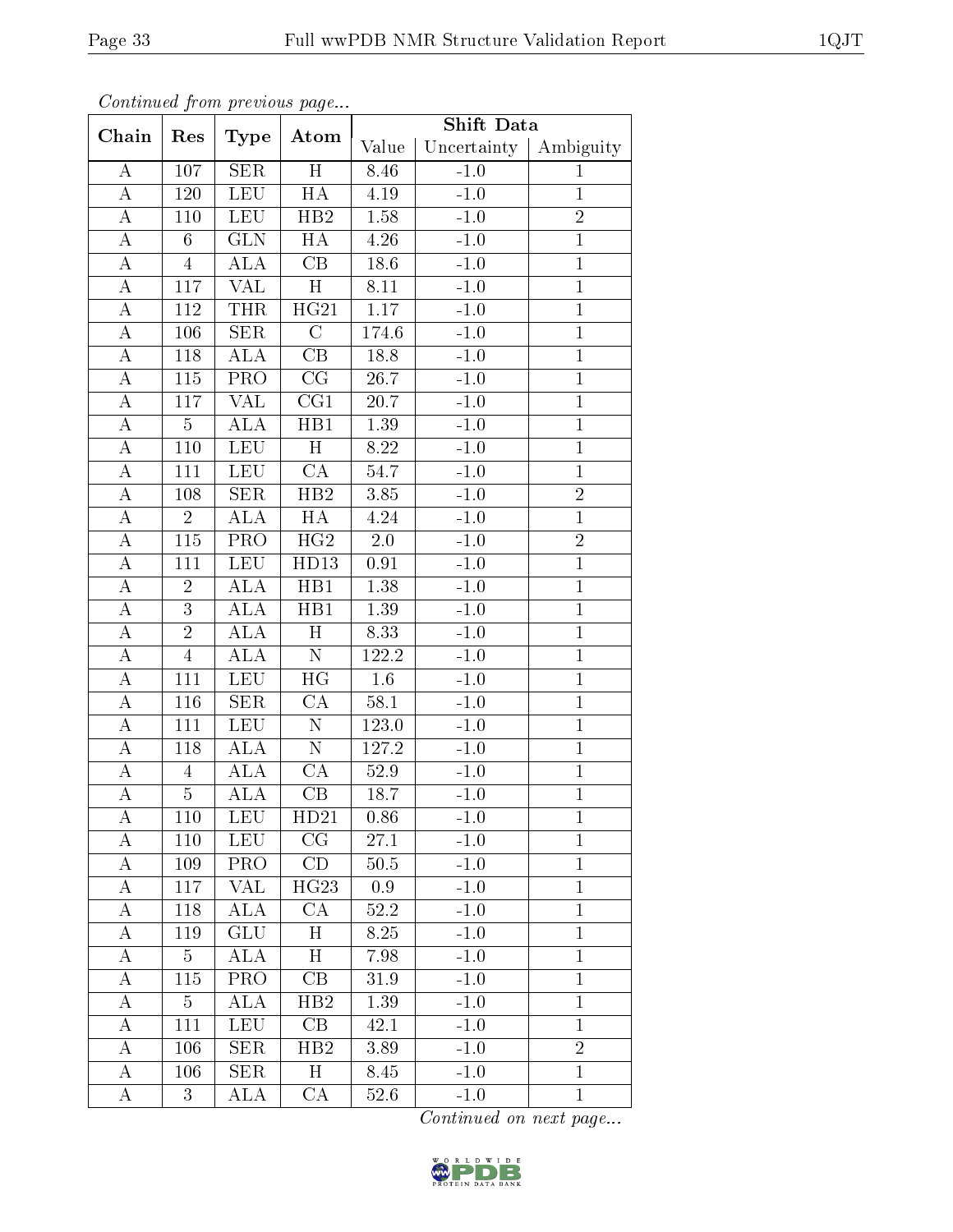*Continued from previous page...*

| Chain | Res | Type | Atom | Shift Data | | |
|---|---|---|---|---|---|---|
| | | | | Value | Uncertainty | Ambiguity |
| A | 107 | SER | H | 8.46 | -1.0 | 1 |
| A | 120 | LEU | HA | 4.19 | -1.0 | 1 |
| A | 110 | LEU | HB2 | 1.58 | -1.0 | 2 |
| A | 6 | GLN | HA | 4.26 | -1.0 | 1 |
| A | 4 | ALA | CB | 18.6 | -1.0 | 1 |
| A | 117 | VAL | H | 8.11 | -1.0 | 1 |
| A | 112 | THR | HG21 | 1.17 | -1.0 | 1 |
| A | 106 | SER | C | 174.6 | -1.0 | 1 |
| A | 118 | ALA | CB | 18.8 | -1.0 | 1 |
| A | 115 | PRO | CG | 26.7 | -1.0 | 1 |
| A | 117 | VAL | CG1 | 20.7 | -1.0 | 1 |
| A | 5 | ALA | HB1 | 1.39 | -1.0 | 1 |
| A | 110 | LEU | H | 8.22 | -1.0 | 1 |
| A | 111 | LEU | CA | 54.7 | -1.0 | 1 |
| A | 108 | SER | HB2 | 3.85 | -1.0 | 2 |
| A | 2 | ALA | HA | 4.24 | -1.0 | 1 |
| A | 115 | PRO | HG2 | 2.0 | -1.0 | 2 |
| A | 111 | LEU | HD13 | 0.91 | -1.0 | 1 |
| A | 2 | ALA | HB1 | 1.38 | -1.0 | 1 |
| A | 3 | ALA | HB1 | 1.39 | -1.0 | 1 |
| A | 2 | ALA | H | 8.33 | -1.0 | 1 |
| A | 4 | ALA | N | 122.2 | -1.0 | 1 |
| A | 111 | LEU | HG | 1.6 | -1.0 | 1 |
| A | 116 | SER | CA | 58.1 | -1.0 | 1 |
| A | 111 | LEU | N | 123.0 | -1.0 | 1 |
| A | 118 | ALA | N | 127.2 | -1.0 | 1 |
| A | 4 | ALA | CA | 52.9 | -1.0 | 1 |
| A | 5 | ALA | CB | 18.7 | -1.0 | 1 |
| A | 110 | LEU | HD21 | 0.86 | -1.0 | 1 |
| A | 110 | LEU | CG | 27.1 | -1.0 | 1 |
| A | 109 | PRO | CD | 50.5 | -1.0 | 1 |
| A | 117 | VAL | HG23 | 0.9 | -1.0 | 1 |
| A | 118 | ALA | CA | 52.2 | -1.0 | 1 |
| A | 119 | GLU | H | 8.25 | -1.0 | 1 |
| A | 5 | ALA | H | 7.98 | -1.0 | 1 |
| A | 115 | PRO | CB | 31.9 | -1.0 | 1 |
| A | 5 | ALA | HB2 | 1.39 | -1.0 | 1 |
| A | 111 | LEU | CB | 42.1 | -1.0 | 1 |
| A | 106 | SER | HB2 | 3.89 | -1.0 | 2 |
| A | 106 | SER | H | 8.45 | -1.0 | 1 |
| A | 3 | ALA | CA | 52.6 | -1.0 | 1 |

*Continued on next page...*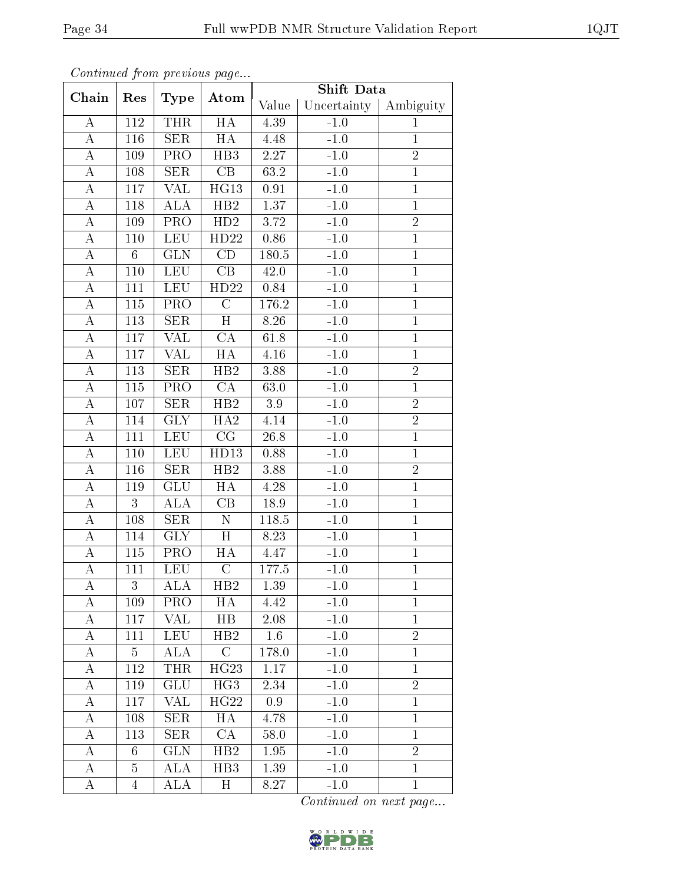*Continued from previous page...*

| Chain | Res | Type | Atom | Shift Data | | |
|---|---|---|---|---|---|---|
| | | | | Value | Uncertainty | Ambiguity |
| A | 112 | THR | HA | 4.39 | -1.0 | 1 |
| A | 116 | SER | HA | 4.48 | -1.0 | 1 |
| A | 109 | PRO | HB3 | 2.27 | -1.0 | 2 |
| A | 108 | SER | CB | 63.2 | -1.0 | 1 |
| A | 117 | VAL | HG13 | 0.91 | -1.0 | 1 |
| A | 118 | ALA | HB2 | 1.37 | -1.0 | 1 |
| A | 109 | PRO | HD2 | 3.72 | -1.0 | 2 |
| A | 110 | LEU | HD22 | 0.86 | -1.0 | 1 |
| A | 6 | GLN | CD | 180.5 | -1.0 | 1 |
| A | 110 | LEU | CB | 42.0 | -1.0 | 1 |
| A | 111 | LEU | HD22 | 0.84 | -1.0 | 1 |
| A | 115 | PRO | C | 176.2 | -1.0 | 1 |
| A | 113 | SER | H | 8.26 | -1.0 | 1 |
| A | 117 | VAL | CA | 61.8 | -1.0 | 1 |
| A | 117 | VAL | HA | 4.16 | -1.0 | 1 |
| A | 113 | SER | HB2 | 3.88 | -1.0 | 2 |
| A | 115 | PRO | CA | 63.0 | -1.0 | 1 |
| A | 107 | SER | HB2 | 3.9 | -1.0 | 2 |
| A | 114 | GLY | HA2 | 4.14 | -1.0 | 2 |
| A | 111 | LEU | CG | 26.8 | -1.0 | 1 |
| A | 110 | LEU | HD13 | 0.88 | -1.0 | 1 |
| A | 116 | SER | HB2 | 3.88 | -1.0 | 2 |
| A | 119 | GLU | HA | 4.28 | -1.0 | 1 |
| A | 3 | ALA | CB | 18.9 | -1.0 | 1 |
| A | 108 | SER | N | 118.5 | -1.0 | 1 |
| A | 114 | GLY | H | 8.23 | -1.0 | 1 |
| A | 115 | PRO | HA | 4.47 | -1.0 | 1 |
| A | 111 | LEU | C | 177.5 | -1.0 | 1 |
| A | 3 | ALA | HB2 | 1.39 | -1.0 | 1 |
| A | 109 | PRO | HA | 4.42 | -1.0 | 1 |
| A | 117 | VAL | HB | 2.08 | -1.0 | 1 |
| A | 111 | LEU | HB2 | 1.6 | -1.0 | 2 |
| A | 5 | ALA | C | 178.0 | -1.0 | 1 |
| A | 112 | THR | HG23 | 1.17 | -1.0 | 1 |
| A | 119 | GLU | HG3 | 2.34 | -1.0 | 2 |
| A | 117 | VAL | HG22 | 0.9 | -1.0 | 1 |
| A | 108 | SER | HA | 4.78 | -1.0 | 1 |
| A | 113 | SER | CA | 58.0 | -1.0 | 1 |
| A | 6 | GLN | HB2 | 1.95 | -1.0 | 2 |
| A | 5 | ALA | HB3 | 1.39 | -1.0 | 1 |
| A | 4 | ALA | H | 8.27 | -1.0 | 1 |

*Continued on next page...*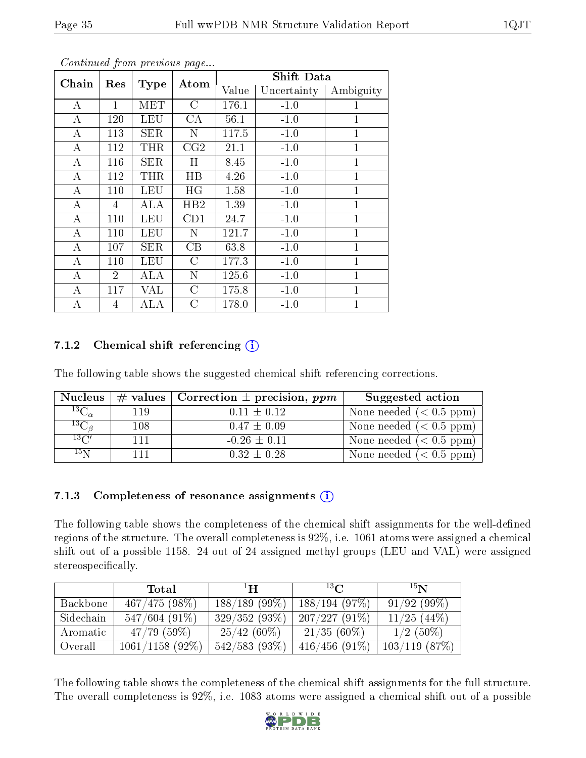*Continued from previous page...*

| Chain | Res | Type | Atom | Shift Data | | |
|---|---|---|---|---|---|---|
| | | | | Value | Uncertainty | Ambiguity |
| A | 1 | MET | C | 176.1 | -1.0 | 1 |
| A | 120 | LEU | CA | 56.1 | -1.0 | 1 |
| A | 113 | SER | N | 117.5 | -1.0 | 1 |
| A | 112 | THR | CG2 | 21.1 | -1.0 | 1 |
| A | 116 | SER | H | 8.45 | -1.0 | 1 |
| A | 112 | THR | HB | 4.26 | -1.0 | 1 |
| A | 110 | LEU | HG | 1.58 | -1.0 | 1 |
| A | 4 | ALA | HB2 | 1.39 | -1.0 | 1 |
| A | 110 | LEU | CD1 | 24.7 | -1.0 | 1 |
| A | 110 | LEU | N | 121.7 | -1.0 | 1 |
| A | 107 | SER | CB | 63.8 | -1.0 | 1 |
| A | 110 | LEU | C | 177.3 | -1.0 | 1 |
| A | 2 | ALA | N | 125.6 | -1.0 | 1 |
| A | 117 | VAL | C | 175.8 | -1.0 | 1 |
| A | 4 | ALA | C | 178.0 | -1.0 | 1 |

### 7.1.2 Chemical shift referencing (i)

The following table shows the suggested chemical shift referencing corrections.

| Nucleus | # values | Correction ± precision, *ppm* | Suggested action |
|---|---|---|---|
| $^{13}C_{\alpha}$ | 119 | 0.11 ± 0.12 | None needed (< 0.5 ppm) |
| $^{13}C_{\beta}$ | 108 | 0.47 ± 0.09 | None needed (< 0.5 ppm) |
| $^{13}C'$ | 111 | -0.26 ± 0.11 | None needed (< 0.5 ppm) |
| $^{15}N$ | 111 | 0.32 ± 0.28 | None needed (< 0.5 ppm) |

### 7.1.3 Completeness of resonance assignments (i)

The following table shows the completeness of the chemical shift assignments for the well-defined regions of the structure. The overall completeness is 92%, i.e. 1061 atoms were assigned a chemical shift out of a possible 1158. 24 out of 24 assigned methyl groups (LEU and VAL) were assigned stereospecifically.

| | Total | $^{1}H$ | $^{13}C$ | $^{15}N$ |
|---|---|---|---|---|
| Backbone | 467/475 (98%) | 188/189 (99%) | 188/194 (97%) | 91/92 (99%) |
| Sidechain | 547/604 (91%) | 329/352 (93%) | 207/227 (91%) | 11/25 (44%) |
| Aromatic | 47/79 (59%) | 25/42 (60%) | 21/35 (60%) | 1/2 (50%) |
| Overall | 1061/1158 (92%) | 542/583 (93%) | 416/456 (91%) | 103/119 (87%) |

The following table shows the completeness of the chemical shift assignments for the full structure. The overall completeness is 92%, i.e. 1083 atoms were assigned a chemical shift out of a possible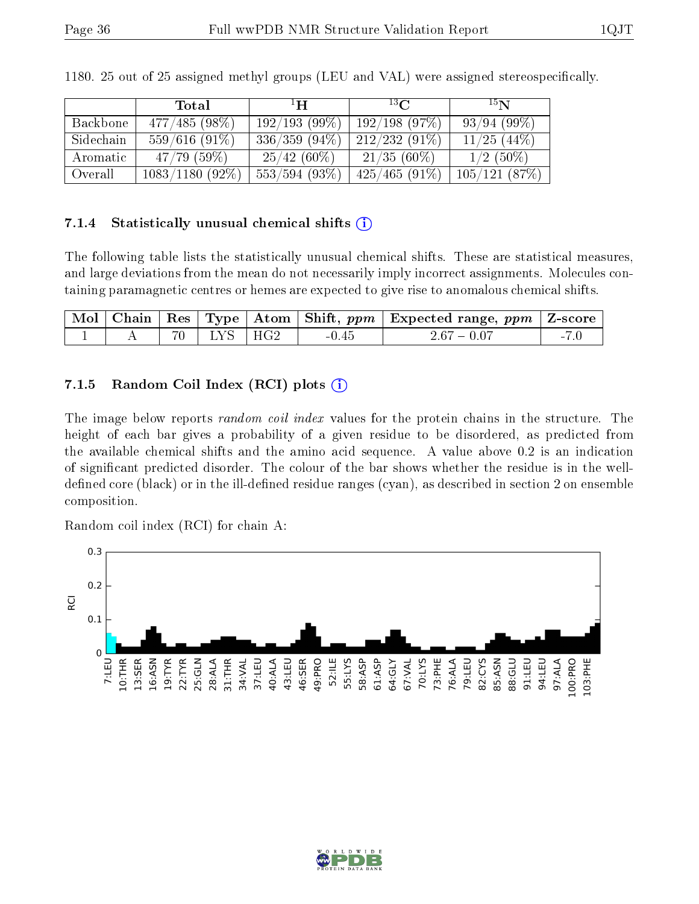1180. 25 out of 25 assigned methyl groups (LEU and VAL) were assigned stereospecifically.

| | Total | $^{1}$H | $^{13}$C | $^{15}$N |
|---|---|---|---|---|
| Backbone | 477/485 (98%) | 192/193 (99%) | 192/198 (97%) | 93/94 (99%) |
| Sidechain | 559/616 (91%) | 336/359 (94%) | 212/232 (91%) | 11/25 (44%) |
| Aromatic | 47/79 (59%) | 25/42 (60%) | 21/35 (60%) | 1/2 (50%) |
| Overall | 1083/1180 (92%) | 553/594 (93%) | 425/465 (91%) | 105/121 (87%) |

### 7.1.4 Statistically unusual chemical shifts

The following table lists the statistically unusual chemical shifts. These are statistical measures, and large deviations from the mean do not necessarily imply incorrect assignments. Molecules containing paramagnetic centres or hemes are expected to give rise to anomalous chemical shifts.

| Mol | Chain | Res | Type | Atom | Shift, *ppm* | Expected range, *ppm* | Z-score |
|---|---|---|---|---|---|---|---|
| 1 | A | 70 | LYS | HG2 | -0.45 | 2.67 – 0.07 | -7.0 |

### 7.1.5 Random Coil Index (RCI) plots

The image below reports *random coil index* values for the protein chains in the structure. The height of each bar gives a probability of a given residue to be disordered, as predicted from the available chemical shifts and the amino acid sequence. A value above 0.2 is an indication of significant predicted disorder. The colour of the bar shows whether the residue is in the well-defined core (black) or in the ill-defined residue ranges (cyan), as described in section 2 on ensemble composition.

Random coil index (RCI) for chain A:

0.3
0.2
0.1
0
RCI
7:LEU 10:THR 13:SER 16:ASN 19:TYR 22:TYR 25:GLN 28:ALA 31:THR 34:VAL 37:LEU 40:ALA 43:LEU 46:SER 49:PRO 52:ILE 55:LYS 58:ASP 61:ASP 64:GLY 67:VAL 70:LYS 73:PHE 76:ALA 79:LEU 82:CYS 85:ASN 88:GLU 91:LEU 94:LEU 97:ALA 100:PRO 103:PHE